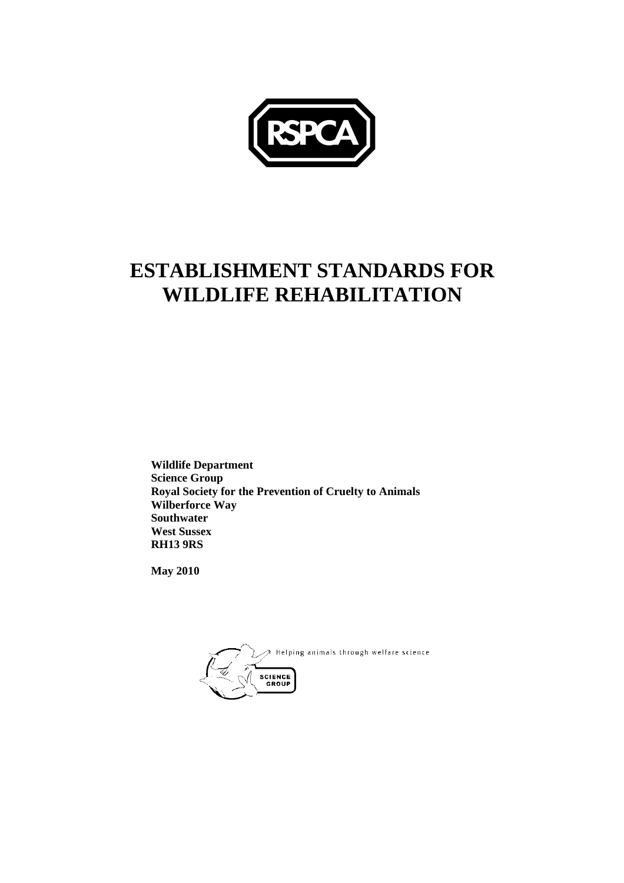RSPCA

# ESTABLISHMENT STANDARDS FOR WILDLIFE REHABILITATION

**Wildlife Department**
**Science Group**
**Royal Society for the Prevention of Cruelty to Animals**
**Wilberforce Way**
**Southwater**
**West Sussex**
**RH13 9RS**

**May 2010**

Helping animals through welfare science

SCIENCE GROUP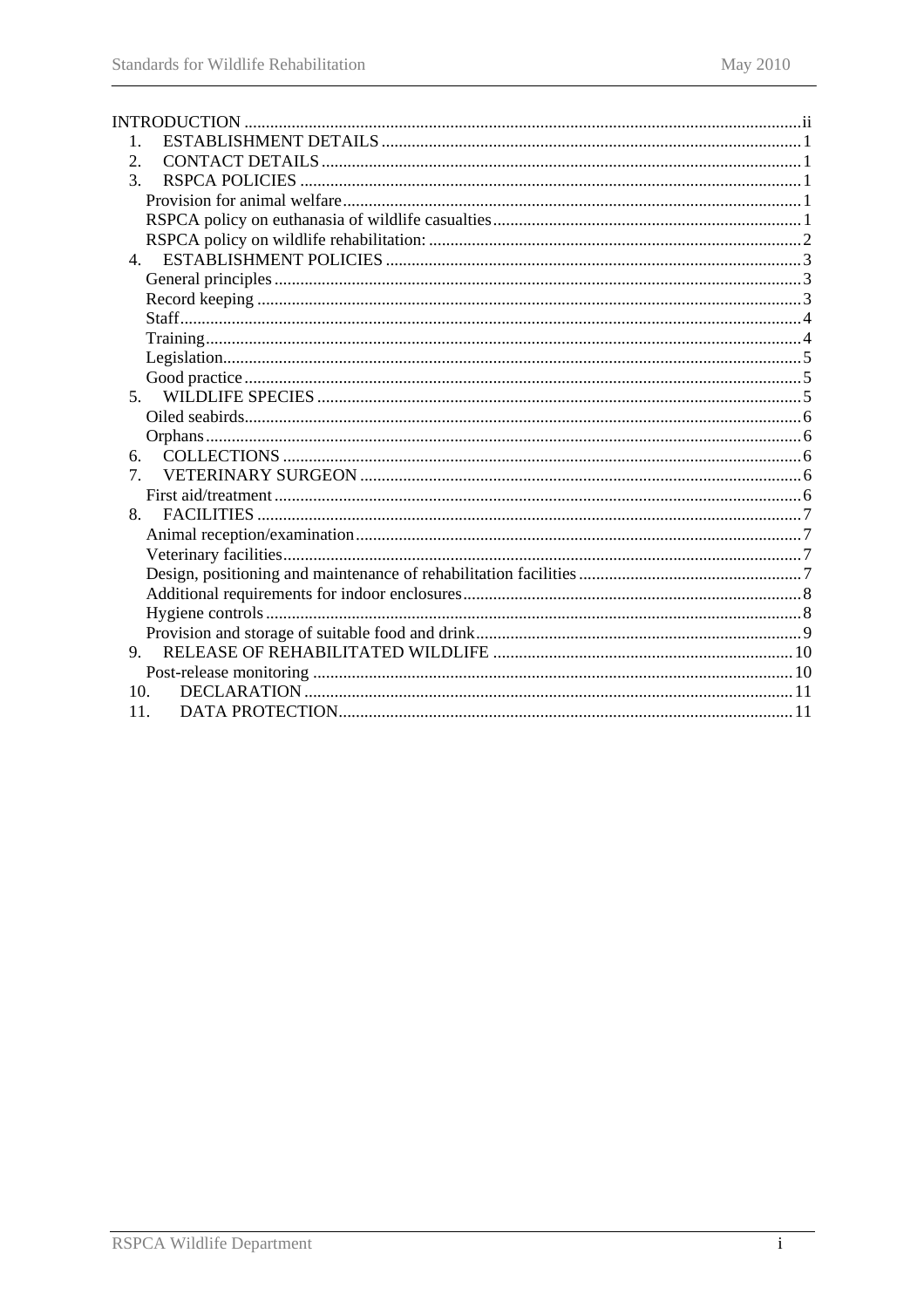INTRODUCTION ....................................................................................................................ii
1. ESTABLISHMENT DETAILS ..................................................................................1
2. CONTACT DETAILS ................................................................................................1
3. RSPCA POLICIES ....................................................................................................1
   Provision for animal welfare..........................................................................................1
   RSPCA policy on euthanasia of wildlife casualties.......................................................1
   RSPCA policy on wildlife rehabilitation: .......................................................................2
4. ESTABLISHMENT POLICIES ................................................................................3
   General principles ..........................................................................................................3
   Record keeping ..............................................................................................................3
   Staff................................................................................................................................4
   Training..........................................................................................................................4
   Legislation......................................................................................................................5
   Good practice .................................................................................................................5
5. WILDLIFE SPECIES .................................................................................................5
   Oiled seabirds.................................................................................................................6
   Orphans..........................................................................................................................6
6. COLLECTIONS .........................................................................................................6
7. VETERINARY SURGEON ......................................................................................6
   First aid/treatment ...........................................................................................................6
8. FACILITIES ..............................................................................................................7
   Animal reception/examination.......................................................................................7
   Veterinary facilities........................................................................................................7
   Design, positioning and maintenance of rehabilitation facilities ....................................7
   Additional requirements for indoor enclosures...............................................................8
   Hygiene controls ............................................................................................................8
   Provision and storage of suitable food and drink...........................................................9
9. RELEASE OF REHABILITATED WILDLIFE ......................................................10
   Post-release monitoring ...............................................................................................10
10. DECLARATION ..................................................................................................11
11. DATA PROTECTION..........................................................................................11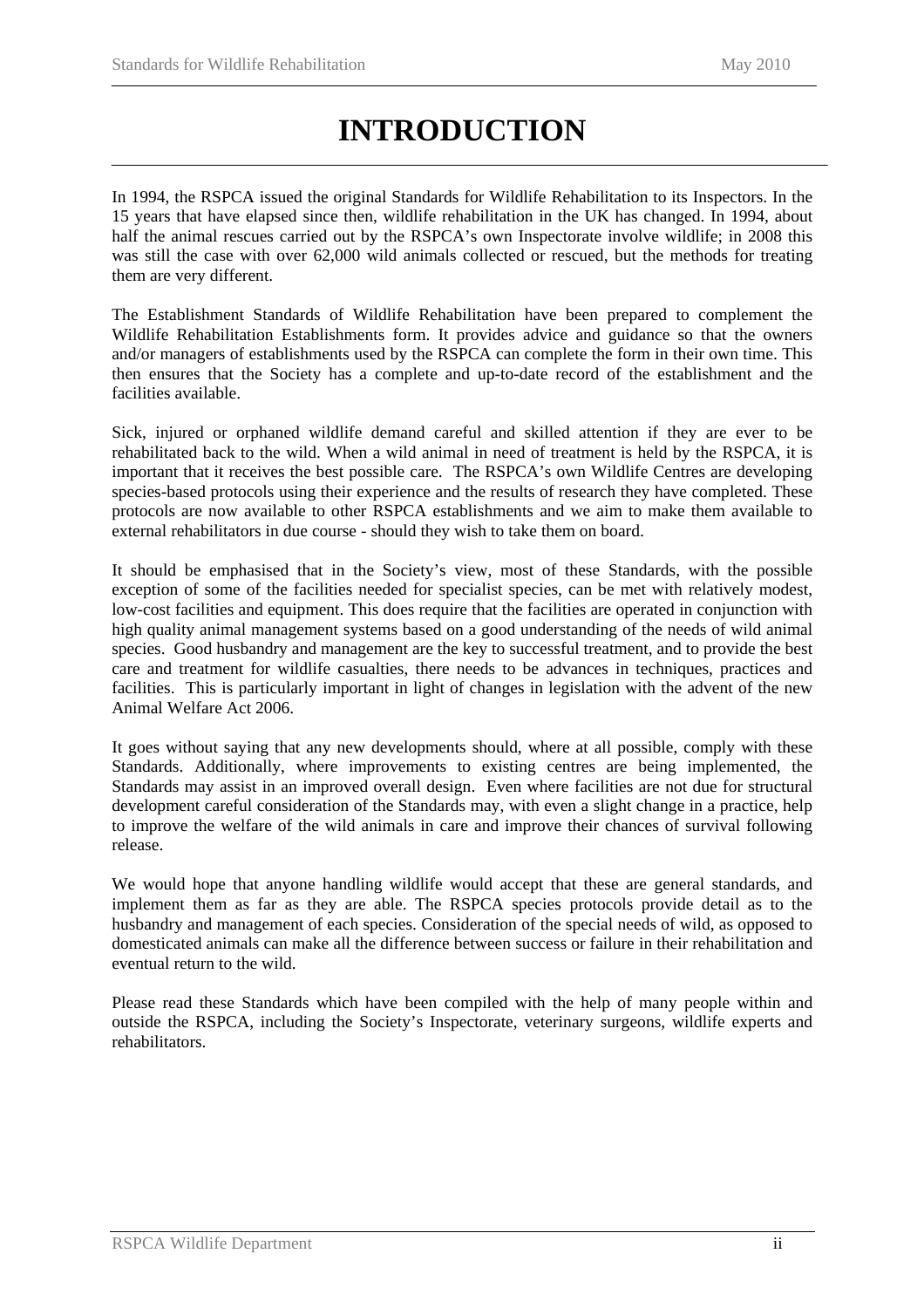# INTRODUCTION

In 1994, the RSPCA issued the original Standards for Wildlife Rehabilitation to its Inspectors. In the 15 years that have elapsed since then, wildlife rehabilitation in the UK has changed. In 1994, about half the animal rescues carried out by the RSPCA's own Inspectorate involve wildlife; in 2008 this was still the case with over 62,000 wild animals collected or rescued, but the methods for treating them are very different.

The Establishment Standards of Wildlife Rehabilitation have been prepared to complement the Wildlife Rehabilitation Establishments form. It provides advice and guidance so that the owners and/or managers of establishments used by the RSPCA can complete the form in their own time. This then ensures that the Society has a complete and up-to-date record of the establishment and the facilities available.

Sick, injured or orphaned wildlife demand careful and skilled attention if they are ever to be rehabilitated back to the wild. When a wild animal in need of treatment is held by the RSPCA, it is important that it receives the best possible care. The RSPCA's own Wildlife Centres are developing species-based protocols using their experience and the results of research they have completed. These protocols are now available to other RSPCA establishments and we aim to make them available to external rehabilitators in due course - should they wish to take them on board.

It should be emphasised that in the Society's view, most of these Standards, with the possible exception of some of the facilities needed for specialist species, can be met with relatively modest, low-cost facilities and equipment. This does require that the facilities are operated in conjunction with high quality animal management systems based on a good understanding of the needs of wild animal species. Good husbandry and management are the key to successful treatment, and to provide the best care and treatment for wildlife casualties, there needs to be advances in techniques, practices and facilities. This is particularly important in light of changes in legislation with the advent of the new Animal Welfare Act 2006.

It goes without saying that any new developments should, where at all possible, comply with these Standards. Additionally, where improvements to existing centres are being implemented, the Standards may assist in an improved overall design. Even where facilities are not due for structural development careful consideration of the Standards may, with even a slight change in a practice, help to improve the welfare of the wild animals in care and improve their chances of survival following release.

We would hope that anyone handling wildlife would accept that these are general standards, and implement them as far as they are able. The RSPCA species protocols provide detail as to the husbandry and management of each species. Consideration of the special needs of wild, as opposed to domesticated animals can make all the difference between success or failure in their rehabilitation and eventual return to the wild.

Please read these Standards which have been compiled with the help of many people within and outside the RSPCA, including the Society's Inspectorate, veterinary surgeons, wildlife experts and rehabilitators.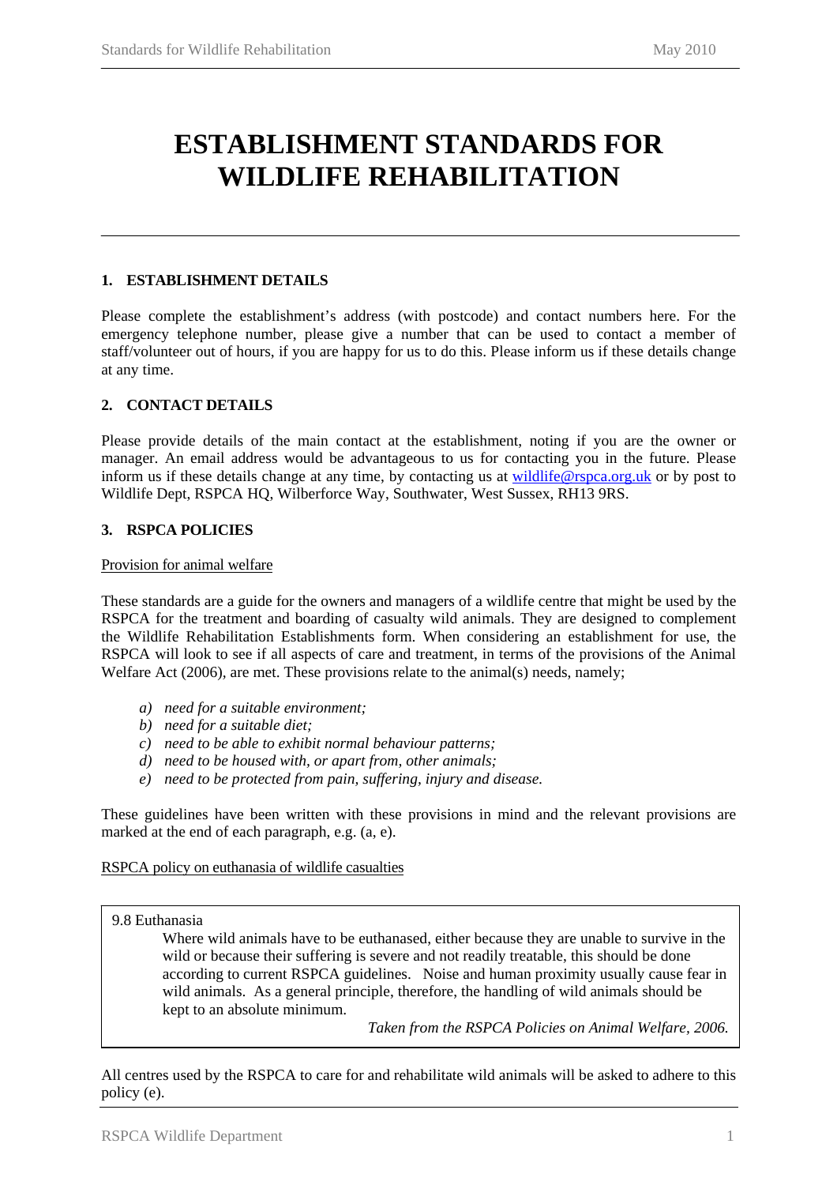# ESTABLISHMENT STANDARDS FOR WILDLIFE REHABILITATION

## 1. ESTABLISHMENT DETAILS

Please complete the establishment's address (with postcode) and contact numbers here. For the emergency telephone number, please give a number that can be used to contact a member of staff/volunteer out of hours, if you are happy for us to do this. Please inform us if these details change at any time.

## 2. CONTACT DETAILS

Please provide details of the main contact at the establishment, noting if you are the owner or manager. An email address would be advantageous to us for contacting you in the future. Please inform us if these details change at any time, by contacting us at wildlife@rspca.org.uk or by post to Wildlife Dept, RSPCA HQ, Wilberforce Way, Southwater, West Sussex, RH13 9RS.

## 3. RSPCA POLICIES

Provision for animal welfare

These standards are a guide for the owners and managers of a wildlife centre that might be used by the RSPCA for the treatment and boarding of casualty wild animals. They are designed to complement the Wildlife Rehabilitation Establishments form. When considering an establishment for use, the RSPCA will look to see if all aspects of care and treatment, in terms of the provisions of the Animal Welfare Act (2006), are met. These provisions relate to the animal(s) needs, namely;

a) *need for a suitable environment;*
b) *need for a suitable diet;*
c) *need to be able to exhibit normal behaviour patterns;*
d) *need to be housed with, or apart from, other animals;*
e) *need to be protected from pain, suffering, injury and disease.*

These guidelines have been written with these provisions in mind and the relevant provisions are marked at the end of each paragraph, e.g. (a, e).

RSPCA policy on euthanasia of wildlife casualties

> 9.8 Euthanasia
>
> Where wild animals have to be euthanased, either because they are unable to survive in the wild or because their suffering is severe and not readily treatable, this should be done according to current RSPCA guidelines. Noise and human proximity usually cause fear in wild animals. As a general principle, therefore, the handling of wild animals should be kept to an absolute minimum.
>
> *Taken from the RSPCA Policies on Animal Welfare, 2006.*

All centres used by the RSPCA to care for and rehabilitate wild animals will be asked to adhere to this policy (e).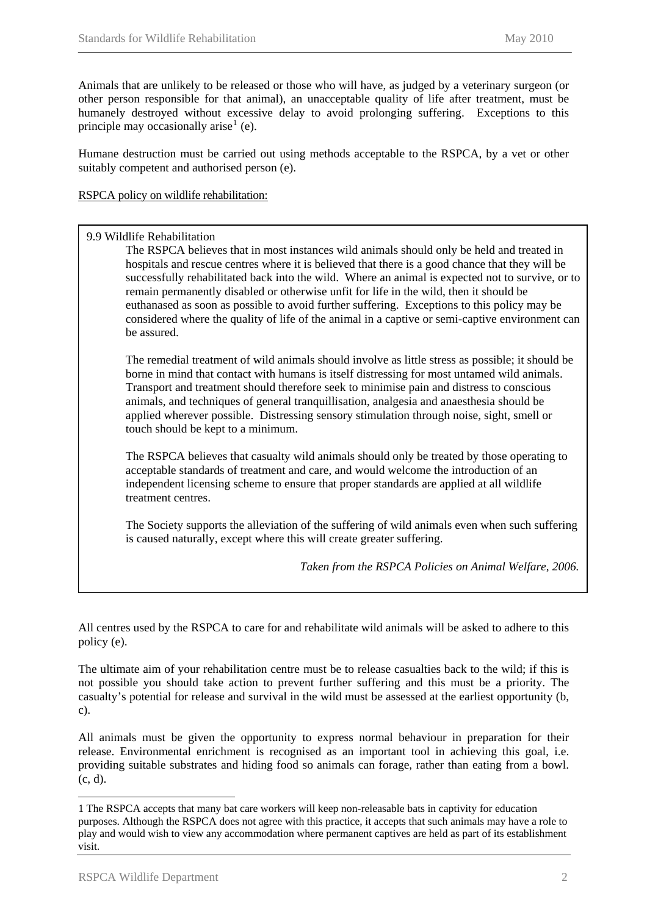Animals that are unlikely to be released or those who will have, as judged by a veterinary surgeon (or other person responsible for that animal), an unacceptable quality of life after treatment, must be humanely destroyed without excessive delay to avoid prolonging suffering. Exceptions to this principle may occasionally arise[1] (e).

Humane destruction must be carried out using methods acceptable to the RSPCA, by a vet or other suitably competent and authorised person (e).

RSPCA policy on wildlife rehabilitation:

> 9.9 Wildlife Rehabilitation
>
> The RSPCA believes that in most instances wild animals should only be held and treated in hospitals and rescue centres where it is believed that there is a good chance that they will be successfully rehabilitated back into the wild. Where an animal is expected not to survive, or to remain permanently disabled or otherwise unfit for life in the wild, then it should be euthanased as soon as possible to avoid further suffering. Exceptions to this policy may be considered where the quality of life of the animal in a captive or semi-captive environment can be assured.
>
> The remedial treatment of wild animals should involve as little stress as possible; it should be borne in mind that contact with humans is itself distressing for most untamed wild animals. Transport and treatment should therefore seek to minimise pain and distress to conscious animals, and techniques of general tranquillisation, analgesia and anaesthesia should be applied wherever possible. Distressing sensory stimulation through noise, sight, smell or touch should be kept to a minimum.
>
> The RSPCA believes that casualty wild animals should only be treated by those operating to acceptable standards of treatment and care, and would welcome the introduction of an independent licensing scheme to ensure that proper standards are applied at all wildlife treatment centres.
>
> The Society supports the alleviation of the suffering of wild animals even when such suffering is caused naturally, except where this will create greater suffering.
>
> *Taken from the RSPCA Policies on Animal Welfare, 2006.*

All centres used by the RSPCA to care for and rehabilitate wild animals will be asked to adhere to this policy (e).

The ultimate aim of your rehabilitation centre must be to release casualties back to the wild; if this is not possible you should take action to prevent further suffering and this must be a priority. The casualty's potential for release and survival in the wild must be assessed at the earliest opportunity (b, c).

All animals must be given the opportunity to express normal behaviour in preparation for their release. Environmental enrichment is recognised as an important tool in achieving this goal, i.e. providing suitable substrates and hiding food so animals can forage, rather than eating from a bowl. (c, d).

---

[1] The RSPCA accepts that many bat care workers will keep non-releasable bats in captivity for education purposes. Although the RSPCA does not agree with this practice, it accepts that such animals may have a role to play and would wish to view any accommodation where permanent captives are held as part of its establishment visit.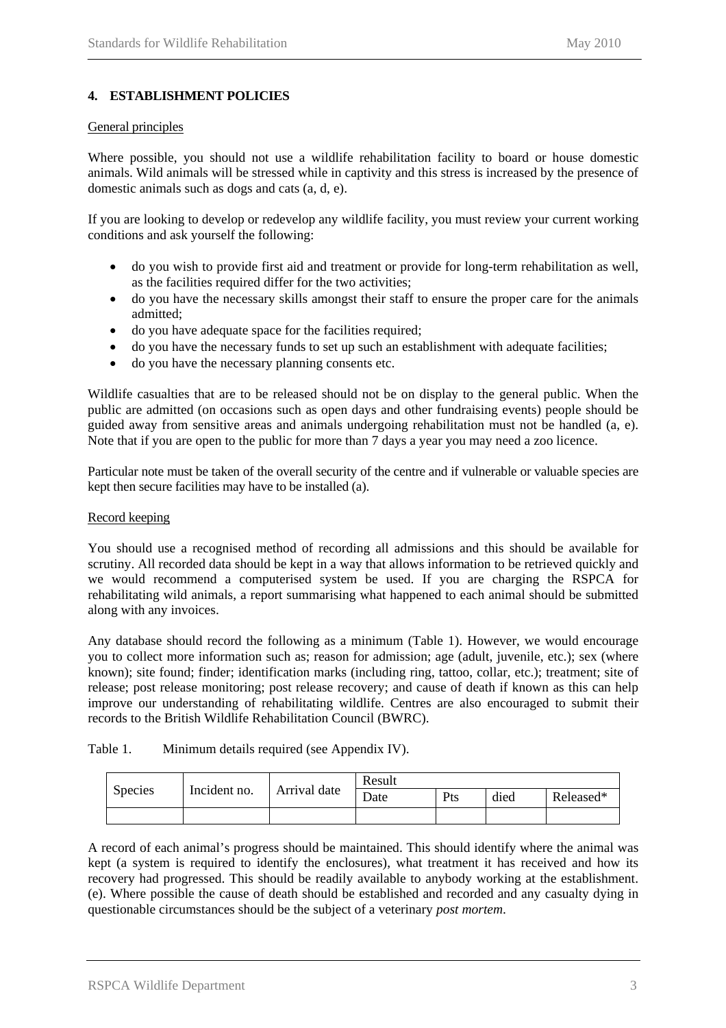## 4. ESTABLISHMENT POLICIES

General principles

Where possible, you should not use a wildlife rehabilitation facility to board or house domestic animals. Wild animals will be stressed while in captivity and this stress is increased by the presence of domestic animals such as dogs and cats (a, d, e).

If you are looking to develop or redevelop any wildlife facility, you must review your current working conditions and ask yourself the following:

- do you wish to provide first aid and treatment or provide for long-term rehabilitation as well, as the facilities required differ for the two activities;
- do you have the necessary skills amongst their staff to ensure the proper care for the animals admitted;
- do you have adequate space for the facilities required;
- do you have the necessary funds to set up such an establishment with adequate facilities;
- do you have the necessary planning consents etc.

Wildlife casualties that are to be released should not be on display to the general public. When the public are admitted (on occasions such as open days and other fundraising events) people should be guided away from sensitive areas and animals undergoing rehabilitation must not be handled (a, e). Note that if you are open to the public for more than 7 days a year you may need a zoo licence.

Particular note must be taken of the overall security of the centre and if vulnerable or valuable species are kept then secure facilities may have to be installed (a).

Record keeping

You should use a recognised method of recording all admissions and this should be available for scrutiny. All recorded data should be kept in a way that allows information to be retrieved quickly and we would recommend a computerised system be used. If you are charging the RSPCA for rehabilitating wild animals, a report summarising what happened to each animal should be submitted along with any invoices.

Any database should record the following as a minimum (Table 1). However, we would encourage you to collect more information such as; reason for admission; age (adult, juvenile, etc.); sex (where known); site found; finder; identification marks (including ring, tattoo, collar, etc.); treatment; site of release; post release monitoring; post release recovery; and cause of death if known as this can help improve our understanding of rehabilitating wildlife. Centres are also encouraged to submit their records to the British Wildlife Rehabilitation Council (BWRC).

Table 1. Minimum details required (see Appendix IV).

| Species | Incident no. | Arrival date | Result | | | |
|---|---|---|---|---|---|---|
| | | | Date | Pts | died | Released* |
| | | | | | | |

A record of each animal's progress should be maintained. This should identify where the animal was kept (a system is required to identify the enclosures), what treatment it has received and how its recovery had progressed. This should be readily available to anybody working at the establishment. (e). Where possible the cause of death should be established and recorded and any casualty dying in questionable circumstances should be the subject of a veterinary *post mortem*.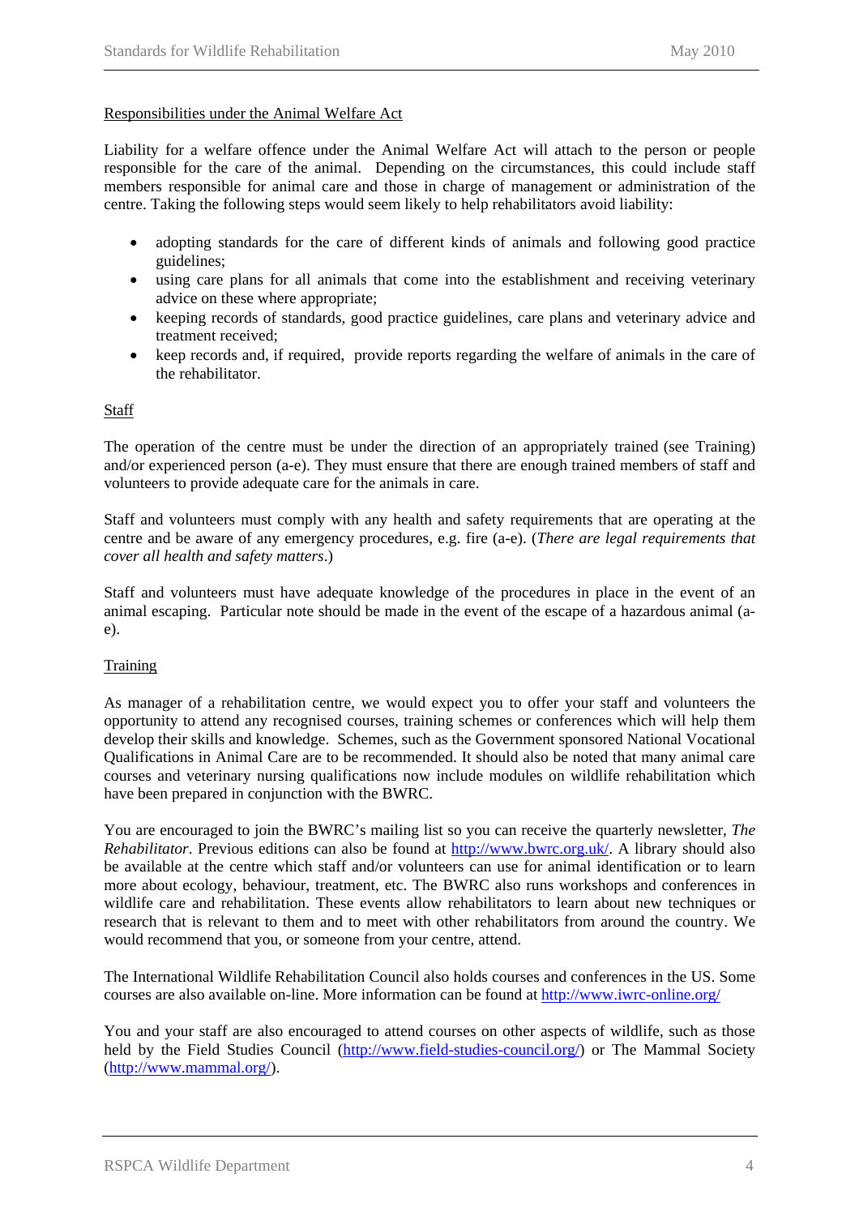<u>Responsibilities under the Animal Welfare Act</u>

Liability for a welfare offence under the Animal Welfare Act will attach to the person or people responsible for the care of the animal. Depending on the circumstances, this could include staff members responsible for animal care and those in charge of management or administration of the centre. Taking the following steps would seem likely to help rehabilitators avoid liability:

- adopting standards for the care of different kinds of animals and following good practice guidelines;
- using care plans for all animals that come into the establishment and receiving veterinary advice on these where appropriate;
- keeping records of standards, good practice guidelines, care plans and veterinary advice and treatment received;
- keep records and, if required, provide reports regarding the welfare of animals in the care of the rehabilitator.

<u>Staff</u>

The operation of the centre must be under the direction of an appropriately trained (see Training) and/or experienced person (a-e). They must ensure that there are enough trained members of staff and volunteers to provide adequate care for the animals in care.

Staff and volunteers must comply with any health and safety requirements that are operating at the centre and be aware of any emergency procedures, e.g. fire (a-e). (*There are legal requirements that cover all health and safety matters*.)

Staff and volunteers must have adequate knowledge of the procedures in place in the event of an animal escaping. Particular note should be made in the event of the escape of a hazardous animal (a-e).

<u>Training</u>

As manager of a rehabilitation centre, we would expect you to offer your staff and volunteers the opportunity to attend any recognised courses, training schemes or conferences which will help them develop their skills and knowledge. Schemes, such as the Government sponsored National Vocational Qualifications in Animal Care are to be recommended. It should also be noted that many animal care courses and veterinary nursing qualifications now include modules on wildlife rehabilitation which have been prepared in conjunction with the BWRC.

You are encouraged to join the BWRC's mailing list so you can receive the quarterly newsletter, *The Rehabilitator*. Previous editions can also be found at http://www.bwrc.org.uk/. A library should also be available at the centre which staff and/or volunteers can use for animal identification or to learn more about ecology, behaviour, treatment, etc. The BWRC also runs workshops and conferences in wildlife care and rehabilitation. These events allow rehabilitators to learn about new techniques or research that is relevant to them and to meet with other rehabilitators from around the country. We would recommend that you, or someone from your centre, attend.

The International Wildlife Rehabilitation Council also holds courses and conferences in the US. Some courses are also available on-line. More information can be found at http://www.iwrc-online.org/

You and your staff are also encouraged to attend courses on other aspects of wildlife, such as those held by the Field Studies Council (http://www.field-studies-council.org/) or The Mammal Society (http://www.mammal.org/).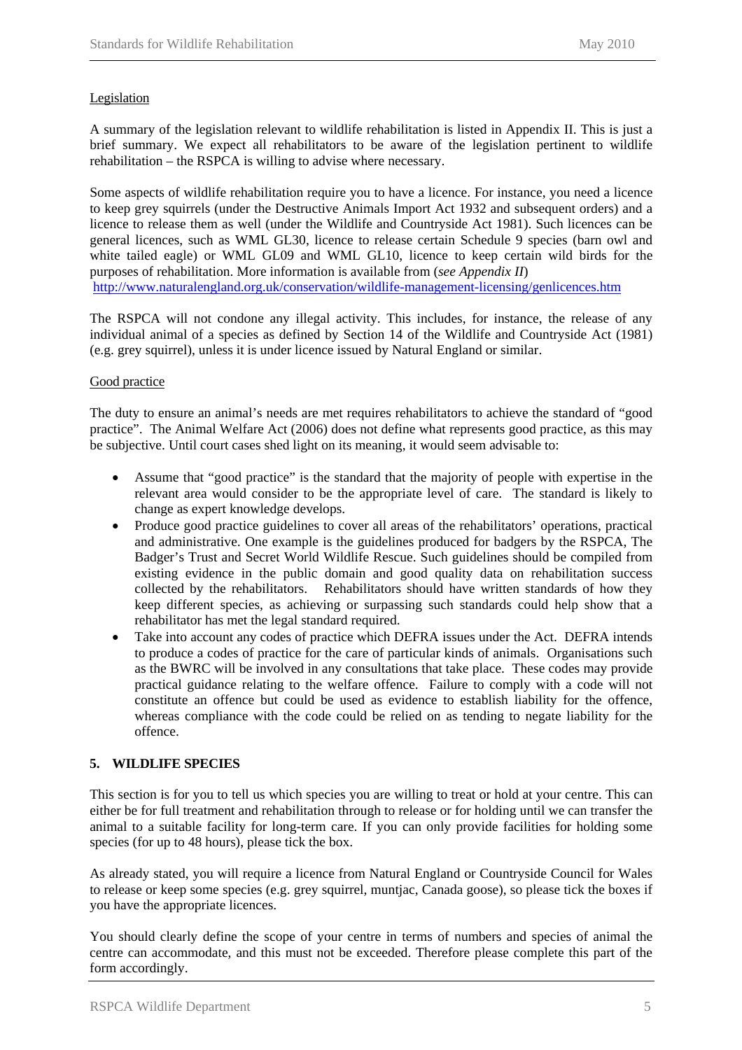Legislation

A summary of the legislation relevant to wildlife rehabilitation is listed in Appendix II. This is just a brief summary. We expect all rehabilitators to be aware of the legislation pertinent to wildlife rehabilitation – the RSPCA is willing to advise where necessary.

Some aspects of wildlife rehabilitation require you to have a licence. For instance, you need a licence to keep grey squirrels (under the Destructive Animals Import Act 1932 and subsequent orders) and a licence to release them as well (under the Wildlife and Countryside Act 1981). Such licences can be general licences, such as WML GL30, licence to release certain Schedule 9 species (barn owl and white tailed eagle) or WML GL09 and WML GL10, licence to keep certain wild birds for the purposes of rehabilitation. More information is available from (*see Appendix II*) http://www.naturalengland.org.uk/conservation/wildlife-management-licensing/genlicences.htm

The RSPCA will not condone any illegal activity. This includes, for instance, the release of any individual animal of a species as defined by Section 14 of the Wildlife and Countryside Act (1981) (e.g. grey squirrel), unless it is under licence issued by Natural England or similar.

Good practice

The duty to ensure an animal's needs are met requires rehabilitators to achieve the standard of "good practice". The Animal Welfare Act (2006) does not define what represents good practice, as this may be subjective. Until court cases shed light on its meaning, it would seem advisable to:

- Assume that "good practice" is the standard that the majority of people with expertise in the relevant area would consider to be the appropriate level of care. The standard is likely to change as expert knowledge develops.
- Produce good practice guidelines to cover all areas of the rehabilitators' operations, practical and administrative. One example is the guidelines produced for badgers by the RSPCA, The Badger's Trust and Secret World Wildlife Rescue. Such guidelines should be compiled from existing evidence in the public domain and good quality data on rehabilitation success collected by the rehabilitators. Rehabilitators should have written standards of how they keep different species, as achieving or surpassing such standards could help show that a rehabilitator has met the legal standard required.
- Take into account any codes of practice which DEFRA issues under the Act. DEFRA intends to produce a codes of practice for the care of particular kinds of animals. Organisations such as the BWRC will be involved in any consultations that take place. These codes may provide practical guidance relating to the welfare offence. Failure to comply with a code will not constitute an offence but could be used as evidence to establish liability for the offence, whereas compliance with the code could be relied on as tending to negate liability for the offence.

## 5. WILDLIFE SPECIES

This section is for you to tell us which species you are willing to treat or hold at your centre. This can either be for full treatment and rehabilitation through to release or for holding until we can transfer the animal to a suitable facility for long-term care. If you can only provide facilities for holding some species (for up to 48 hours), please tick the box.

As already stated, you will require a licence from Natural England or Countryside Council for Wales to release or keep some species (e.g. grey squirrel, muntjac, Canada goose), so please tick the boxes if you have the appropriate licences.

You should clearly define the scope of your centre in terms of numbers and species of animal the centre can accommodate, and this must not be exceeded. Therefore please complete this part of the form accordingly.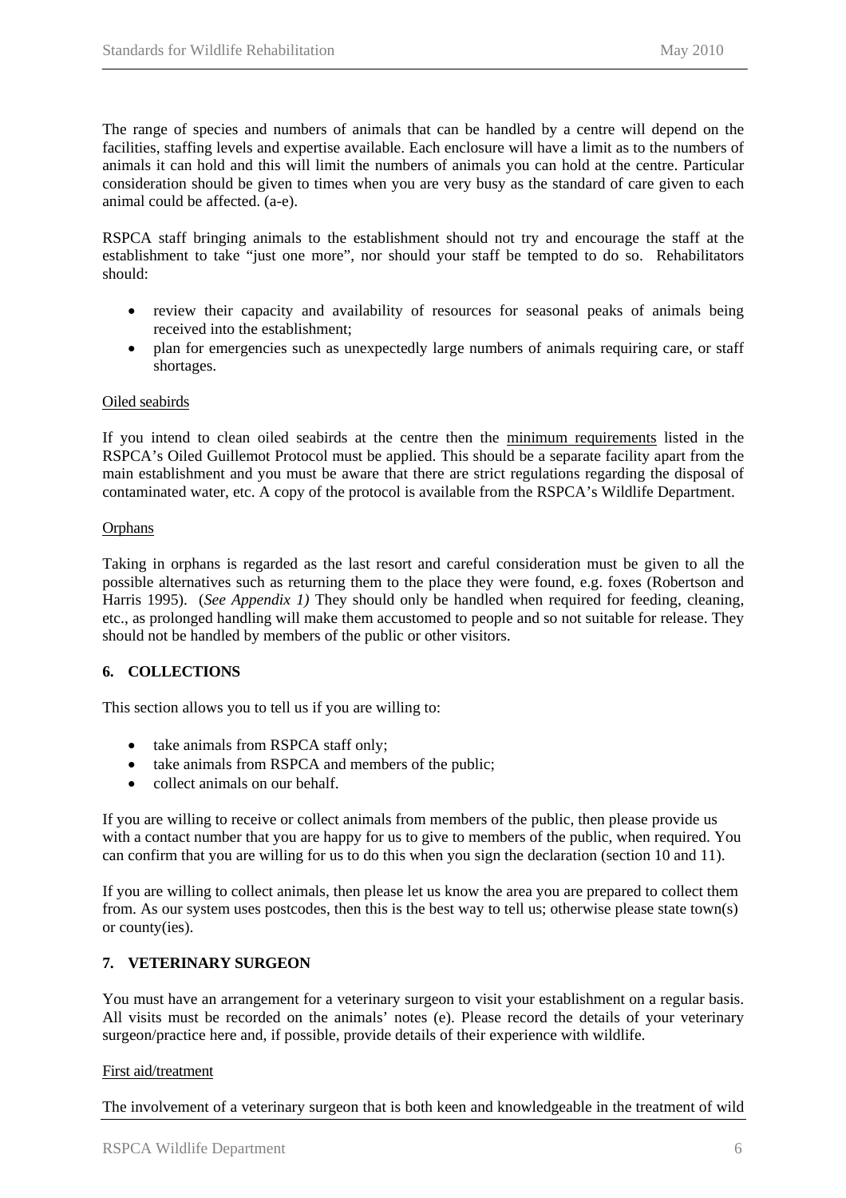The range of species and numbers of animals that can be handled by a centre will depend on the facilities, staffing levels and expertise available. Each enclosure will have a limit as to the numbers of animals it can hold and this will limit the numbers of animals you can hold at the centre. Particular consideration should be given to times when you are very busy as the standard of care given to each animal could be affected. (a-e).

RSPCA staff bringing animals to the establishment should not try and encourage the staff at the establishment to take "just one more", nor should your staff be tempted to do so. Rehabilitators should:

- review their capacity and availability of resources for seasonal peaks of animals being received into the establishment;
- plan for emergencies such as unexpectedly large numbers of animals requiring care, or staff shortages.

<u>Oiled seabirds</u>

If you intend to clean oiled seabirds at the centre then the <u>minimum requirements</u> listed in the RSPCA's Oiled Guillemot Protocol must be applied. This should be a separate facility apart from the main establishment and you must be aware that there are strict regulations regarding the disposal of contaminated water, etc. A copy of the protocol is available from the RSPCA's Wildlife Department.

<u>Orphans</u>

Taking in orphans is regarded as the last resort and careful consideration must be given to all the possible alternatives such as returning them to the place they were found, e.g. foxes (Robertson and Harris 1995). (*See Appendix 1)* They should only be handled when required for feeding, cleaning, etc., as prolonged handling will make them accustomed to people and so not suitable for release. They should not be handled by members of the public or other visitors.

## 6. COLLECTIONS

This section allows you to tell us if you are willing to:

- take animals from RSPCA staff only;
- take animals from RSPCA and members of the public;
- collect animals on our behalf.

If you are willing to receive or collect animals from members of the public, then please provide us with a contact number that you are happy for us to give to members of the public, when required. You can confirm that you are willing for us to do this when you sign the declaration (section 10 and 11).

If you are willing to collect animals, then please let us know the area you are prepared to collect them from. As our system uses postcodes, then this is the best way to tell us; otherwise please state town(s) or county(ies).

## 7. VETERINARY SURGEON

You must have an arrangement for a veterinary surgeon to visit your establishment on a regular basis. All visits must be recorded on the animals' notes (e). Please record the details of your veterinary surgeon/practice here and, if possible, provide details of their experience with wildlife.

<u>First aid/treatment</u>

The involvement of a veterinary surgeon that is both keen and knowledgeable in the treatment of wild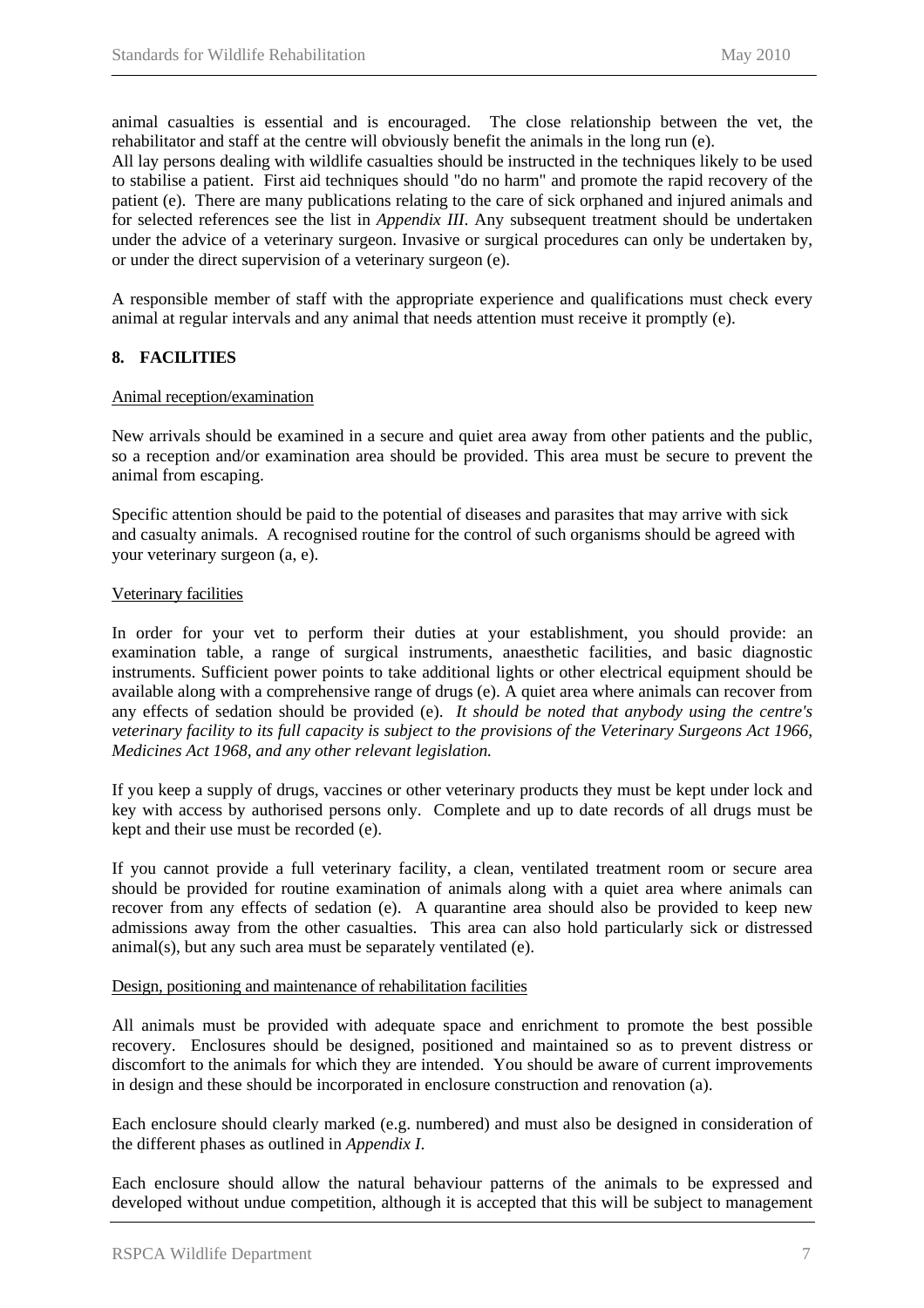animal casualties is essential and is encouraged. The close relationship between the vet, the rehabilitator and staff at the centre will obviously benefit the animals in the long run (e).
All lay persons dealing with wildlife casualties should be instructed in the techniques likely to be used to stabilise a patient. First aid techniques should "do no harm" and promote the rapid recovery of the patient (e). There are many publications relating to the care of sick orphaned and injured animals and for selected references see the list in *Appendix III*. Any subsequent treatment should be undertaken under the advice of a veterinary surgeon. Invasive or surgical procedures can only be undertaken by, or under the direct supervision of a veterinary surgeon (e).

A responsible member of staff with the appropriate experience and qualifications must check every animal at regular intervals and any animal that needs attention must receive it promptly (e).

## 8. FACILITIES

### Animal reception/examination

New arrivals should be examined in a secure and quiet area away from other patients and the public, so a reception and/or examination area should be provided. This area must be secure to prevent the animal from escaping.

Specific attention should be paid to the potential of diseases and parasites that may arrive with sick and casualty animals. A recognised routine for the control of such organisms should be agreed with your veterinary surgeon (a, e).

### Veterinary facilities

In order for your vet to perform their duties at your establishment, you should provide: an examination table, a range of surgical instruments, anaesthetic facilities, and basic diagnostic instruments. Sufficient power points to take additional lights or other electrical equipment should be available along with a comprehensive range of drugs (e). A quiet area where animals can recover from any effects of sedation should be provided (e). *It should be noted that anybody using the centre's veterinary facility to its full capacity is subject to the provisions of the Veterinary Surgeons Act 1966, Medicines Act 1968, and any other relevant legislation.*

If you keep a supply of drugs, vaccines or other veterinary products they must be kept under lock and key with access by authorised persons only. Complete and up to date records of all drugs must be kept and their use must be recorded (e).

If you cannot provide a full veterinary facility, a clean, ventilated treatment room or secure area should be provided for routine examination of animals along with a quiet area where animals can recover from any effects of sedation (e). A quarantine area should also be provided to keep new admissions away from the other casualties. This area can also hold particularly sick or distressed animal(s), but any such area must be separately ventilated (e).

### Design, positioning and maintenance of rehabilitation facilities

All animals must be provided with adequate space and enrichment to promote the best possible recovery. Enclosures should be designed, positioned and maintained so as to prevent distress or discomfort to the animals for which they are intended. You should be aware of current improvements in design and these should be incorporated in enclosure construction and renovation (a).

Each enclosure should clearly marked (e.g. numbered) and must also be designed in consideration of the different phases as outlined in *Appendix I*.

Each enclosure should allow the natural behaviour patterns of the animals to be expressed and developed without undue competition, although it is accepted that this will be subject to management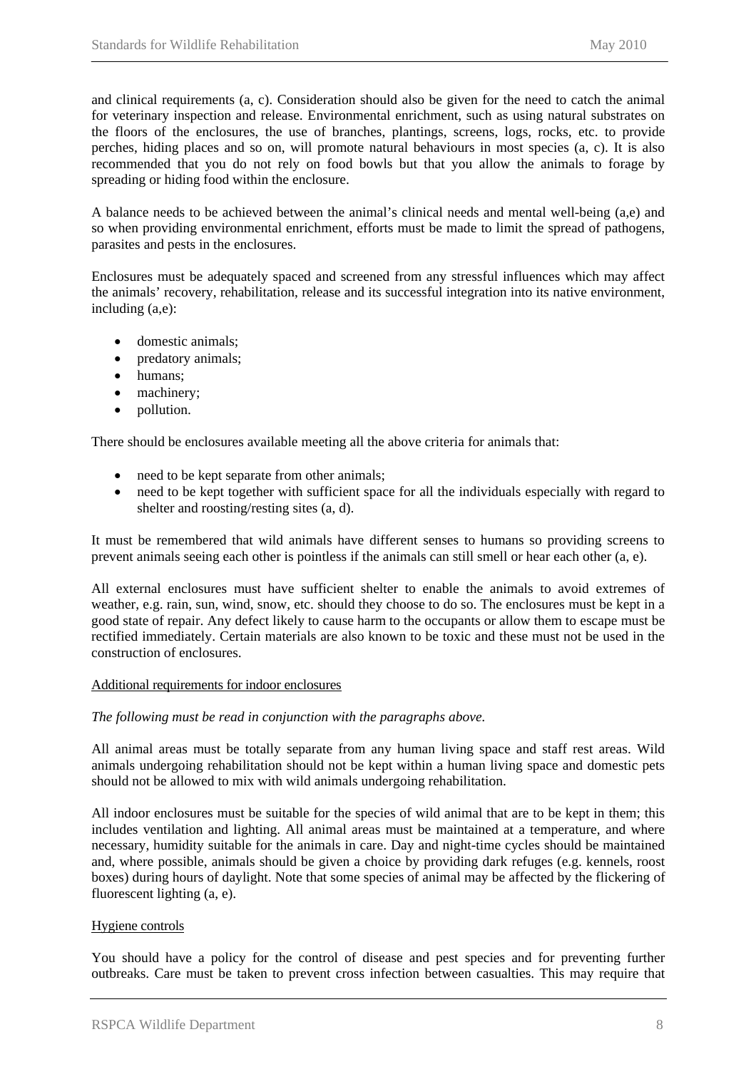and clinical requirements (a, c). Consideration should also be given for the need to catch the animal for veterinary inspection and release. Environmental enrichment, such as using natural substrates on the floors of the enclosures, the use of branches, plantings, screens, logs, rocks, etc. to provide perches, hiding places and so on, will promote natural behaviours in most species (a, c). It is also recommended that you do not rely on food bowls but that you allow the animals to forage by spreading or hiding food within the enclosure.

A balance needs to be achieved between the animal's clinical needs and mental well-being (a,e) and so when providing environmental enrichment, efforts must be made to limit the spread of pathogens, parasites and pests in the enclosures.

Enclosures must be adequately spaced and screened from any stressful influences which may affect the animals' recovery, rehabilitation, release and its successful integration into its native environment, including (a,e):

- domestic animals;
- predatory animals;
- humans;
- machinery;
- pollution.

There should be enclosures available meeting all the above criteria for animals that:

- need to be kept separate from other animals;
- need to be kept together with sufficient space for all the individuals especially with regard to shelter and roosting/resting sites (a, d).

It must be remembered that wild animals have different senses to humans so providing screens to prevent animals seeing each other is pointless if the animals can still smell or hear each other (a, e).

All external enclosures must have sufficient shelter to enable the animals to avoid extremes of weather, e.g. rain, sun, wind, snow, etc. should they choose to do so. The enclosures must be kept in a good state of repair. Any defect likely to cause harm to the occupants or allow them to escape must be rectified immediately. Certain materials are also known to be toxic and these must not be used in the construction of enclosures.

<u>Additional requirements for indoor enclosures</u>

*The following must be read in conjunction with the paragraphs above.*

All animal areas must be totally separate from any human living space and staff rest areas. Wild animals undergoing rehabilitation should not be kept within a human living space and domestic pets should not be allowed to mix with wild animals undergoing rehabilitation.

All indoor enclosures must be suitable for the species of wild animal that are to be kept in them; this includes ventilation and lighting. All animal areas must be maintained at a temperature, and where necessary, humidity suitable for the animals in care. Day and night-time cycles should be maintained and, where possible, animals should be given a choice by providing dark refuges (e.g. kennels, roost boxes) during hours of daylight. Note that some species of animal may be affected by the flickering of fluorescent lighting (a, e).

<u>Hygiene controls</u>

You should have a policy for the control of disease and pest species and for preventing further outbreaks. Care must be taken to prevent cross infection between casualties. This may require that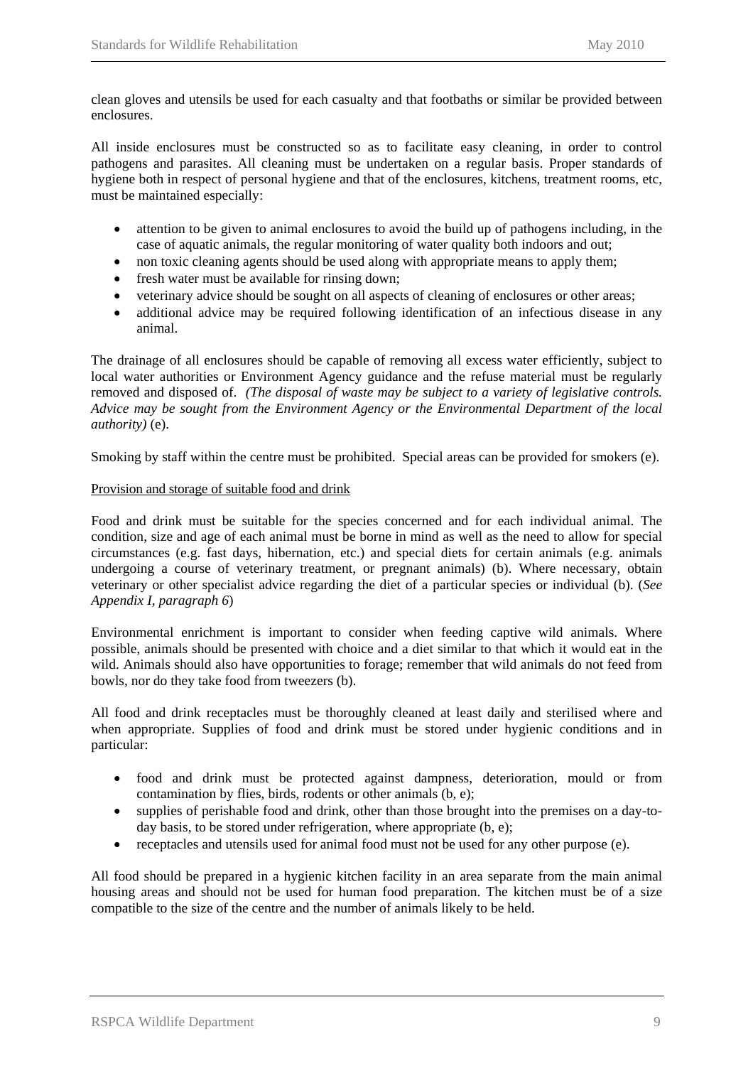clean gloves and utensils be used for each casualty and that footbaths or similar be provided between enclosures.

All inside enclosures must be constructed so as to facilitate easy cleaning, in order to control pathogens and parasites. All cleaning must be undertaken on a regular basis. Proper standards of hygiene both in respect of personal hygiene and that of the enclosures, kitchens, treatment rooms, etc, must be maintained especially:

- attention to be given to animal enclosures to avoid the build up of pathogens including, in the case of aquatic animals, the regular monitoring of water quality both indoors and out;
- non toxic cleaning agents should be used along with appropriate means to apply them;
- fresh water must be available for rinsing down;
- veterinary advice should be sought on all aspects of cleaning of enclosures or other areas;
- additional advice may be required following identification of an infectious disease in any animal.

The drainage of all enclosures should be capable of removing all excess water efficiently, subject to local water authorities or Environment Agency guidance and the refuse material must be regularly removed and disposed of. *(The disposal of waste may be subject to a variety of legislative controls. Advice may be sought from the Environment Agency or the Environmental Department of the local authority)* (e).

Smoking by staff within the centre must be prohibited. Special areas can be provided for smokers (e).

<u>Provision and storage of suitable food and drink</u>

Food and drink must be suitable for the species concerned and for each individual animal. The condition, size and age of each animal must be borne in mind as well as the need to allow for special circumstances (e.g. fast days, hibernation, etc.) and special diets for certain animals (e.g. animals undergoing a course of veterinary treatment, or pregnant animals) (b). Where necessary, obtain veterinary or other specialist advice regarding the diet of a particular species or individual (b). (*See Appendix I, paragraph 6*)

Environmental enrichment is important to consider when feeding captive wild animals. Where possible, animals should be presented with choice and a diet similar to that which it would eat in the wild. Animals should also have opportunities to forage; remember that wild animals do not feed from bowls, nor do they take food from tweezers (b).

All food and drink receptacles must be thoroughly cleaned at least daily and sterilised where and when appropriate. Supplies of food and drink must be stored under hygienic conditions and in particular:

- food and drink must be protected against dampness, deterioration, mould or from contamination by flies, birds, rodents or other animals (b, e);
- supplies of perishable food and drink, other than those brought into the premises on a day-to-day basis, to be stored under refrigeration, where appropriate (b, e);
- receptacles and utensils used for animal food must not be used for any other purpose (e).

All food should be prepared in a hygienic kitchen facility in an area separate from the main animal housing areas and should not be used for human food preparation. The kitchen must be of a size compatible to the size of the centre and the number of animals likely to be held.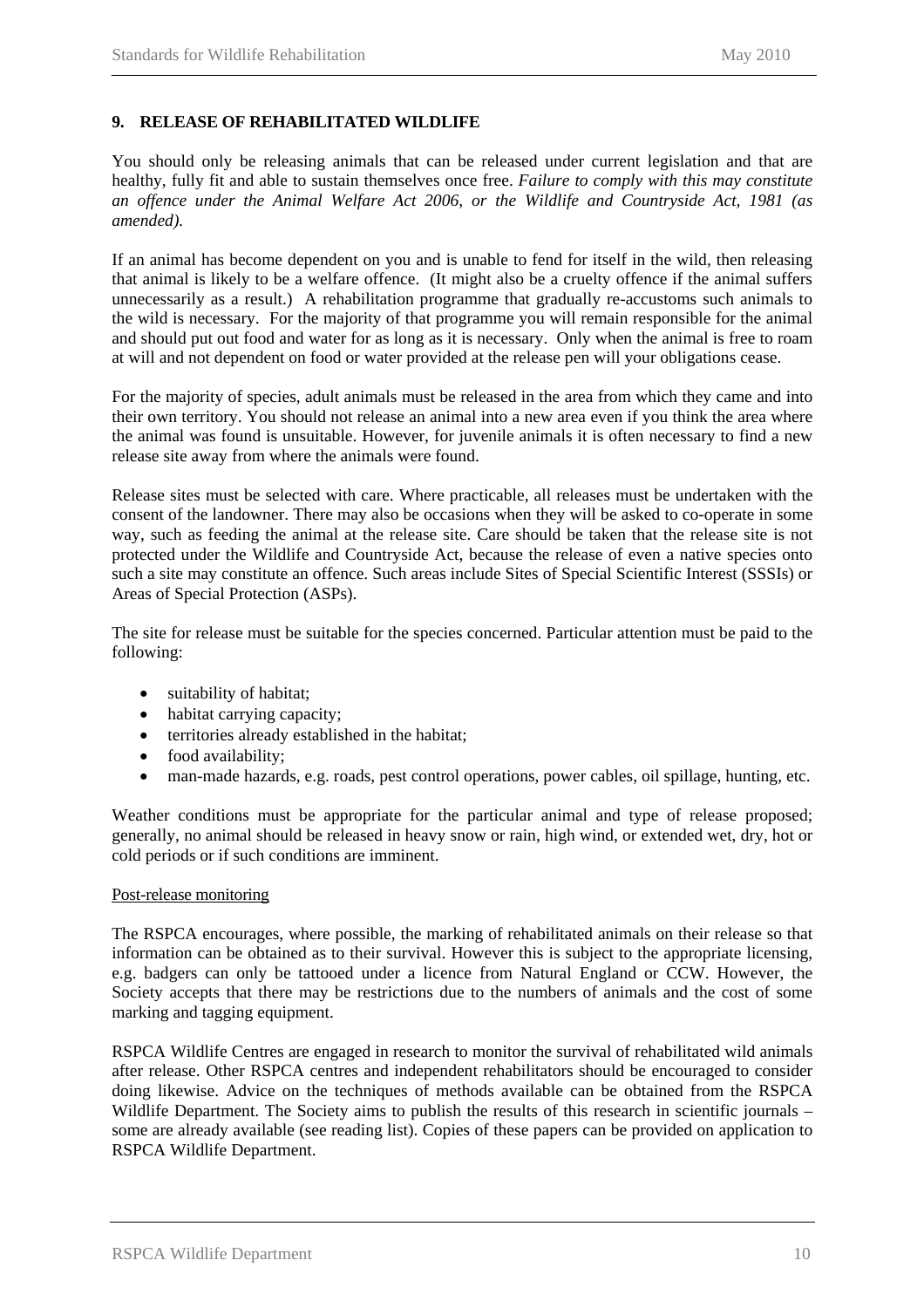## 9. RELEASE OF REHABILITATED WILDLIFE

You should only be releasing animals that can be released under current legislation and that are healthy, fully fit and able to sustain themselves once free. *Failure to comply with this may constitute an offence under the Animal Welfare Act 2006, or the Wildlife and Countryside Act, 1981 (as amended).*

If an animal has become dependent on you and is unable to fend for itself in the wild, then releasing that animal is likely to be a welfare offence. (It might also be a cruelty offence if the animal suffers unnecessarily as a result.) A rehabilitation programme that gradually re-accustoms such animals to the wild is necessary. For the majority of that programme you will remain responsible for the animal and should put out food and water for as long as it is necessary. Only when the animal is free to roam at will and not dependent on food or water provided at the release pen will your obligations cease.

For the majority of species, adult animals must be released in the area from which they came and into their own territory. You should not release an animal into a new area even if you think the area where the animal was found is unsuitable. However, for juvenile animals it is often necessary to find a new release site away from where the animals were found.

Release sites must be selected with care. Where practicable, all releases must be undertaken with the consent of the landowner. There may also be occasions when they will be asked to co-operate in some way, such as feeding the animal at the release site. Care should be taken that the release site is not protected under the Wildlife and Countryside Act, because the release of even a native species onto such a site may constitute an offence. Such areas include Sites of Special Scientific Interest (SSSIs) or Areas of Special Protection (ASPs).

The site for release must be suitable for the species concerned. Particular attention must be paid to the following:

- suitability of habitat;
- habitat carrying capacity;
- territories already established in the habitat;
- food availability;
- man-made hazards, e.g. roads, pest control operations, power cables, oil spillage, hunting, etc.

Weather conditions must be appropriate for the particular animal and type of release proposed; generally, no animal should be released in heavy snow or rain, high wind, or extended wet, dry, hot or cold periods or if such conditions are imminent.

Post-release monitoring

The RSPCA encourages, where possible, the marking of rehabilitated animals on their release so that information can be obtained as to their survival. However this is subject to the appropriate licensing, e.g. badgers can only be tattooed under a licence from Natural England or CCW. However, the Society accepts that there may be restrictions due to the numbers of animals and the cost of some marking and tagging equipment.

RSPCA Wildlife Centres are engaged in research to monitor the survival of rehabilitated wild animals after release. Other RSPCA centres and independent rehabilitators should be encouraged to consider doing likewise. Advice on the techniques of methods available can be obtained from the RSPCA Wildlife Department. The Society aims to publish the results of this research in scientific journals – some are already available (see reading list). Copies of these papers can be provided on application to RSPCA Wildlife Department.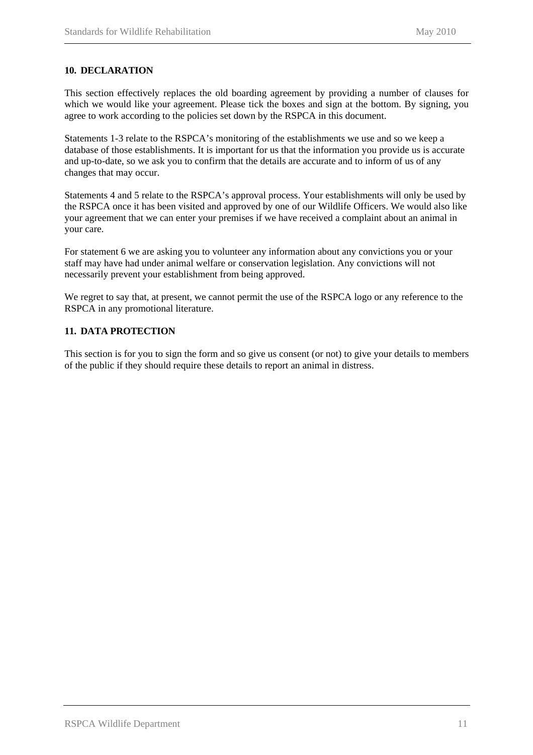## 10. DECLARATION

This section effectively replaces the old boarding agreement by providing a number of clauses for which we would like your agreement. Please tick the boxes and sign at the bottom. By signing, you agree to work according to the policies set down by the RSPCA in this document.

Statements 1-3 relate to the RSPCA's monitoring of the establishments we use and so we keep a database of those establishments. It is important for us that the information you provide us is accurate and up-to-date, so we ask you to confirm that the details are accurate and to inform of us of any changes that may occur.

Statements 4 and 5 relate to the RSPCA's approval process. Your establishments will only be used by the RSPCA once it has been visited and approved by one of our Wildlife Officers. We would also like your agreement that we can enter your premises if we have received a complaint about an animal in your care.

For statement 6 we are asking you to volunteer any information about any convictions you or your staff may have had under animal welfare or conservation legislation. Any convictions will not necessarily prevent your establishment from being approved.

We regret to say that, at present, we cannot permit the use of the RSPCA logo or any reference to the RSPCA in any promotional literature.

## 11. DATA PROTECTION

This section is for you to sign the form and so give us consent (or not) to give your details to members of the public if they should require these details to report an animal in distress.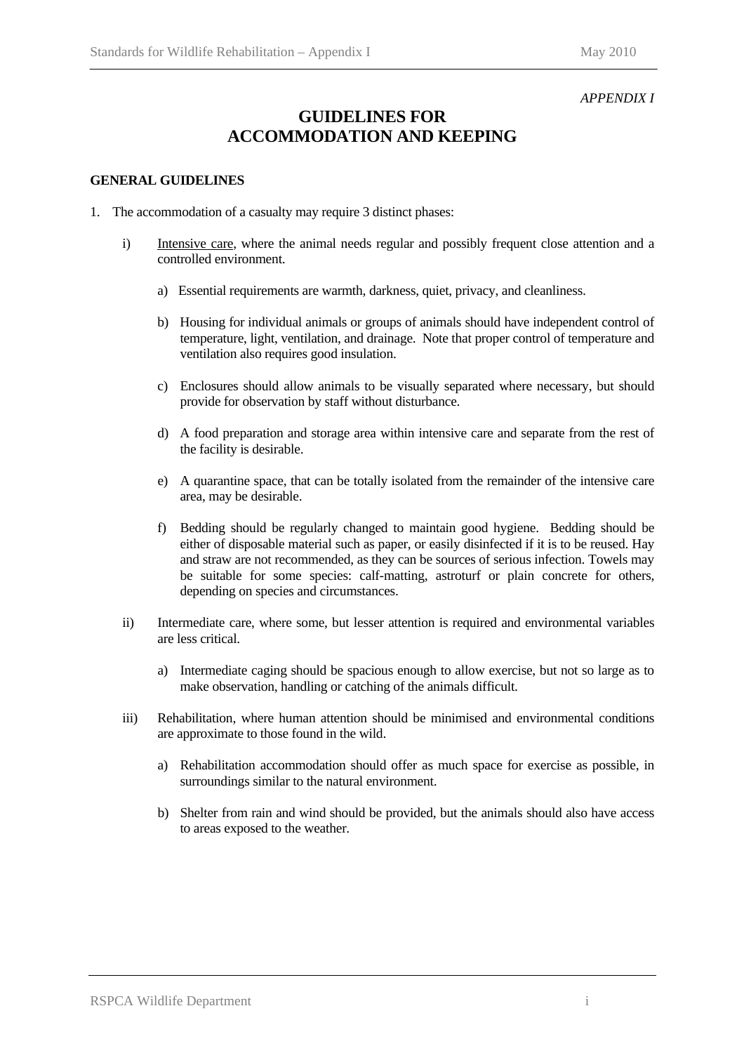*APPENDIX I*

# GUIDELINES FOR ACCOMMODATION AND KEEPING

**GENERAL GUIDELINES**

1. The accommodation of a casualty may require 3 distinct phases:

   i) Intensive care, where the animal needs regular and possibly frequent close attention and a controlled environment.

      a) Essential requirements are warmth, darkness, quiet, privacy, and cleanliness.

      b) Housing for individual animals or groups of animals should have independent control of temperature, light, ventilation, and drainage. Note that proper control of temperature and ventilation also requires good insulation.

      c) Enclosures should allow animals to be visually separated where necessary, but should provide for observation by staff without disturbance.

      d) A food preparation and storage area within intensive care and separate from the rest of the facility is desirable.

      e) A quarantine space, that can be totally isolated from the remainder of the intensive care area, may be desirable.

      f) Bedding should be regularly changed to maintain good hygiene. Bedding should be either of disposable material such as paper, or easily disinfected if it is to be reused. Hay and straw are not recommended, as they can be sources of serious infection. Towels may be suitable for some species: calf-matting, astroturf or plain concrete for others, depending on species and circumstances.

   ii) Intermediate care, where some, but lesser attention is required and environmental variables are less critical.

      a) Intermediate caging should be spacious enough to allow exercise, but not so large as to make observation, handling or catching of the animals difficult.

   iii) Rehabilitation, where human attention should be minimised and environmental conditions are approximate to those found in the wild.

      a) Rehabilitation accommodation should offer as much space for exercise as possible, in surroundings similar to the natural environment.

      b) Shelter from rain and wind should be provided, but the animals should also have access to areas exposed to the weather.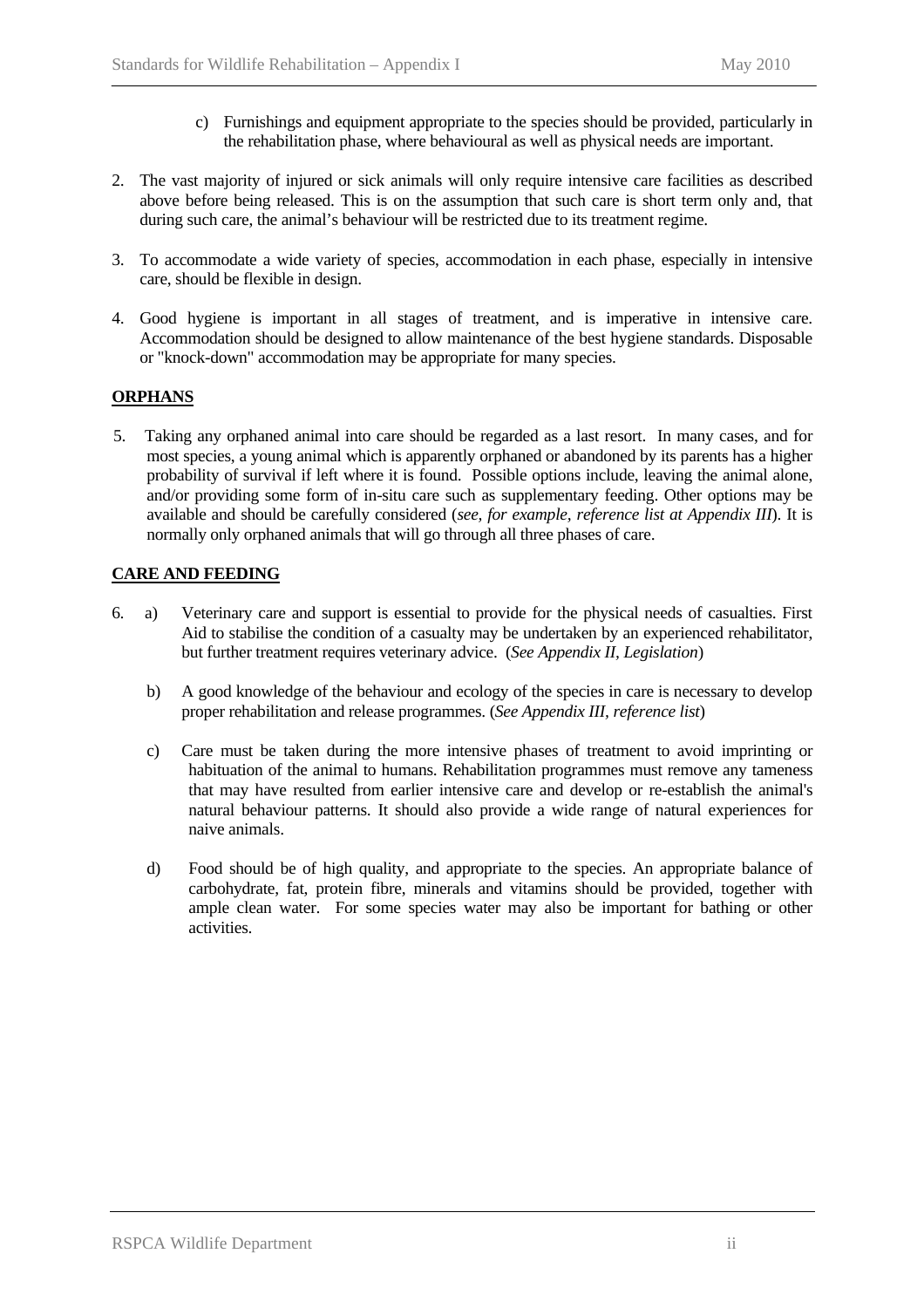c) Furnishings and equipment appropriate to the species should be provided, particularly in the rehabilitation phase, where behavioural as well as physical needs are important.

2. The vast majority of injured or sick animals will only require intensive care facilities as described above before being released. This is on the assumption that such care is short term only and, that during such care, the animal's behaviour will be restricted due to its treatment regime.

3. To accommodate a wide variety of species, accommodation in each phase, especially in intensive care, should be flexible in design.

4. Good hygiene is important in all stages of treatment, and is imperative in intensive care. Accommodation should be designed to allow maintenance of the best hygiene standards. Disposable or "knock-down" accommodation may be appropriate for many species.

## ORPHANS

5. Taking any orphaned animal into care should be regarded as a last resort. In many cases, and for most species, a young animal which is apparently orphaned or abandoned by its parents has a higher probability of survival if left where it is found. Possible options include, leaving the animal alone, and/or providing some form of in-situ care such as supplementary feeding. Other options may be available and should be carefully considered (*see, for example, reference list at Appendix III*). It is normally only orphaned animals that will go through all three phases of care.

## CARE AND FEEDING

6. a) Veterinary care and support is essential to provide for the physical needs of casualties. First Aid to stabilise the condition of a casualty may be undertaken by an experienced rehabilitator, but further treatment requires veterinary advice. (*See Appendix II, Legislation*)

   b) A good knowledge of the behaviour and ecology of the species in care is necessary to develop proper rehabilitation and release programmes. (*See Appendix III, reference list*)

   c) Care must be taken during the more intensive phases of treatment to avoid imprinting or habituation of the animal to humans. Rehabilitation programmes must remove any tameness that may have resulted from earlier intensive care and develop or re-establish the animal's natural behaviour patterns. It should also provide a wide range of natural experiences for naive animals.

   d) Food should be of high quality, and appropriate to the species. An appropriate balance of carbohydrate, fat, protein fibre, minerals and vitamins should be provided, together with ample clean water. For some species water may also be important for bathing or other activities.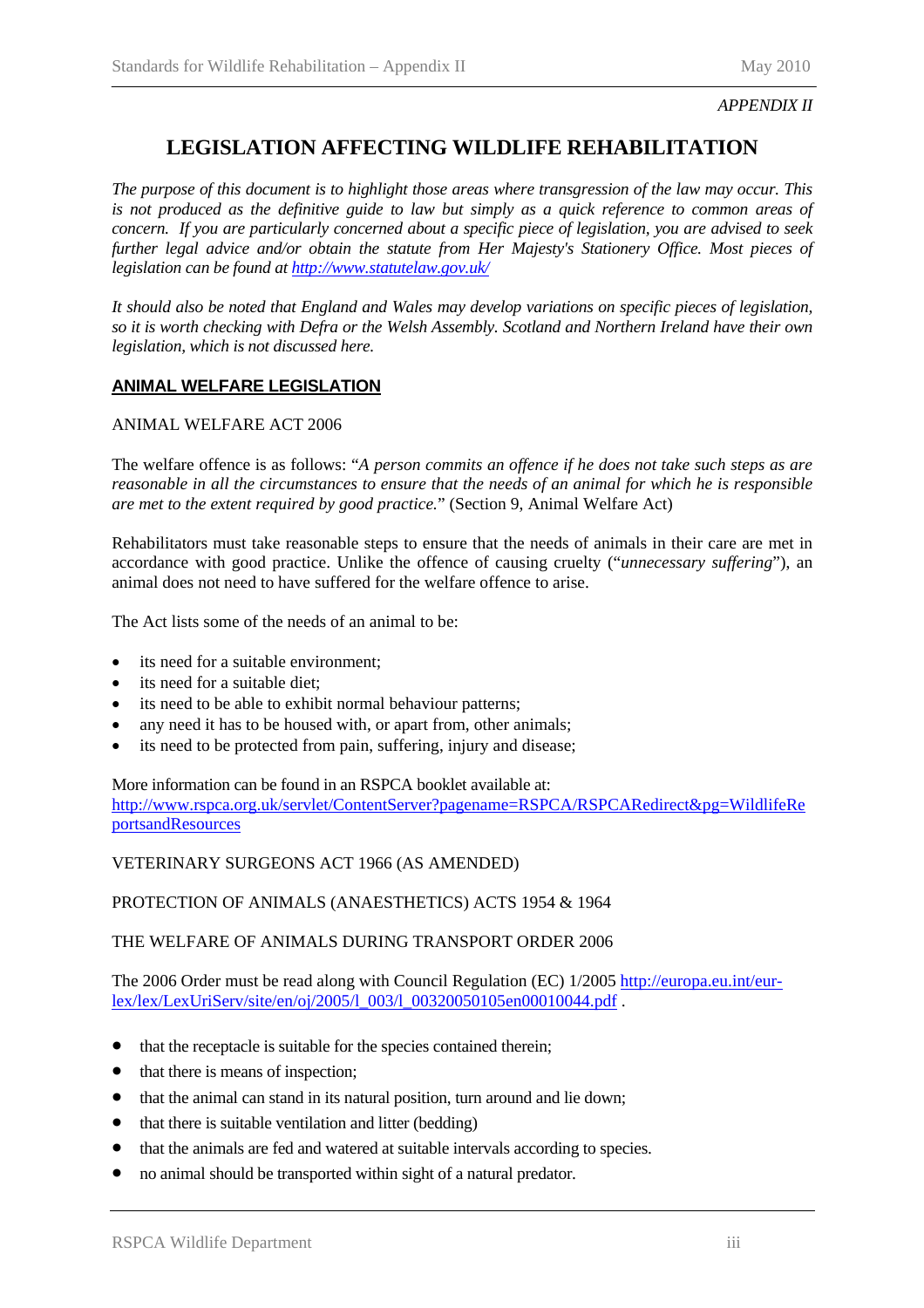*APPENDIX II*

# LEGISLATION AFFECTING WILDLIFE REHABILITATION

*The purpose of this document is to highlight those areas where transgression of the law may occur. This is not produced as the definitive guide to law but simply as a quick reference to common areas of concern. If you are particularly concerned about a specific piece of legislation, you are advised to seek further legal advice and/or obtain the statute from Her Majesty's Stationery Office. Most pieces of legislation can be found at [http://www.statutelaw.gov.uk/](http://www.statutelaw.gov.uk/)*

*It should also be noted that England and Wales may develop variations on specific pieces of legislation, so it is worth checking with Defra or the Welsh Assembly. Scotland and Northern Ireland have their own legislation, which is not discussed here.*

## ANIMAL WELFARE LEGISLATION

### ANIMAL WELFARE ACT 2006

The welfare offence is as follows: "*A person commits an offence if he does not take such steps as are reasonable in all the circumstances to ensure that the needs of an animal for which he is responsible are met to the extent required by good practice.*" (Section 9, Animal Welfare Act)

Rehabilitators must take reasonable steps to ensure that the needs of animals in their care are met in accordance with good practice. Unlike the offence of causing cruelty ("*unnecessary suffering*"), an animal does not need to have suffered for the welfare offence to arise.

The Act lists some of the needs of an animal to be:

- its need for a suitable environment;
- its need for a suitable diet;
- its need to be able to exhibit normal behaviour patterns;
- any need it has to be housed with, or apart from, other animals;
- its need to be protected from pain, suffering, injury and disease;

More information can be found in an RSPCA booklet available at: [http://www.rspca.org.uk/servlet/ContentServer?pagename=RSPCA/RSPCARedirect&pg=WildlifeReportsandResources](http://www.rspca.org.uk/servlet/ContentServer?pagename=RSPCA/RSPCARedirect&pg=WildlifeReportsandResources)

### VETERINARY SURGEONS ACT 1966 (AS AMENDED)

### PROTECTION OF ANIMALS (ANAESTHETICS) ACTS 1954 & 1964

### THE WELFARE OF ANIMALS DURING TRANSPORT ORDER 2006

The 2006 Order must be read along with Council Regulation (EC) 1/2005 [http://europa.eu.int/eur-lex/lex/LexUriServ/site/en/oj/2005/l_003/l_00320050105en00010044.pdf](http://europa.eu.int/eur-lex/lex/LexUriServ/site/en/oj/2005/l_003/l_00320050105en00010044.pdf) .

- that the receptacle is suitable for the species contained therein;
- that there is means of inspection;
- that the animal can stand in its natural position, turn around and lie down;
- that there is suitable ventilation and litter (bedding)
- that the animals are fed and watered at suitable intervals according to species.
- no animal should be transported within sight of a natural predator.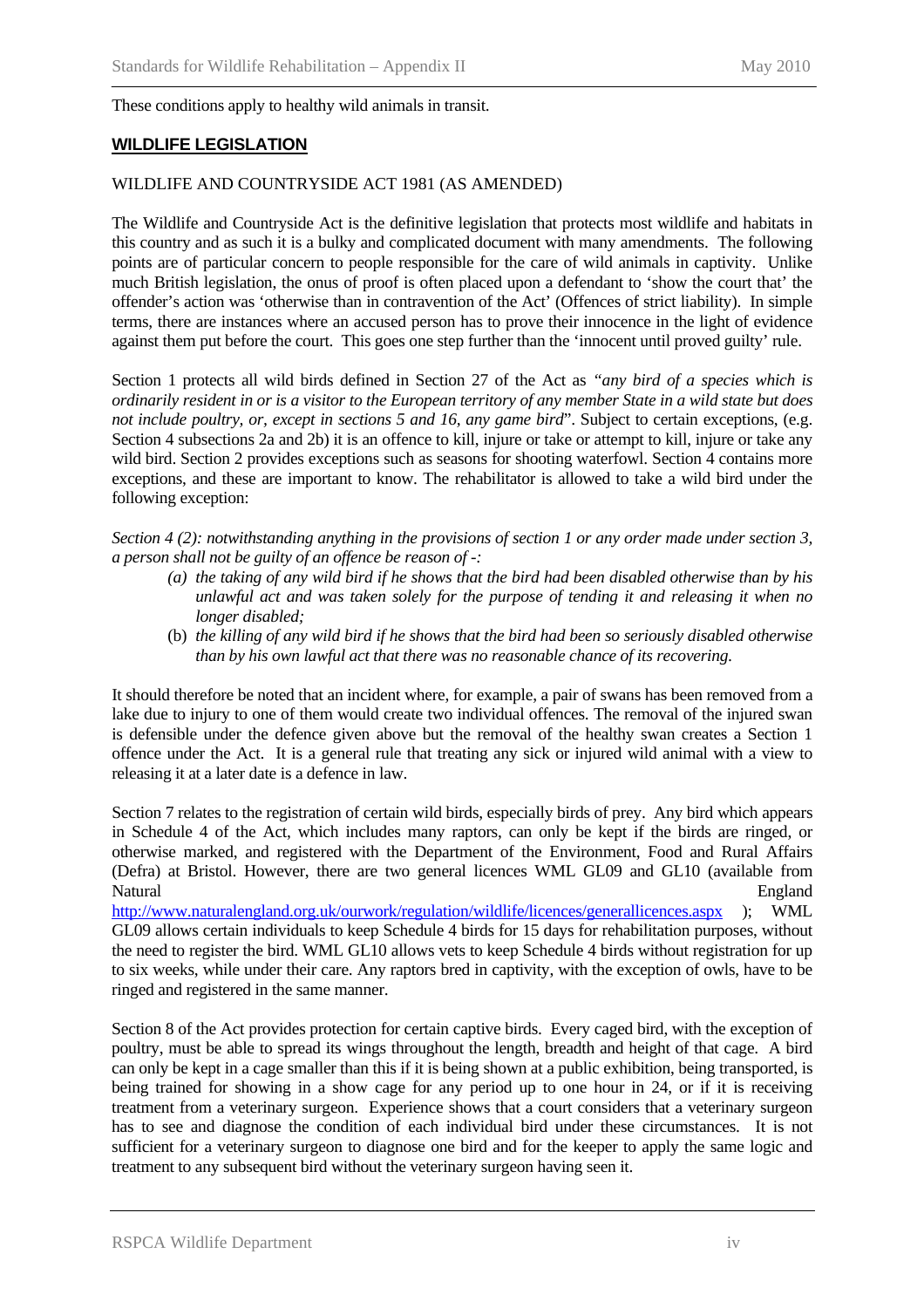These conditions apply to healthy wild animals in transit.

## WILDLIFE LEGISLATION

### WILDLIFE AND COUNTRYSIDE ACT 1981 (AS AMENDED)

The Wildlife and Countryside Act is the definitive legislation that protects most wildlife and habitats in this country and as such it is a bulky and complicated document with many amendments. The following points are of particular concern to people responsible for the care of wild animals in captivity. Unlike much British legislation, the onus of proof is often placed upon a defendant to 'show the court that' the offender's action was 'otherwise than in contravention of the Act' (Offences of strict liability). In simple terms, there are instances where an accused person has to prove their innocence in the light of evidence against them put before the court. This goes one step further than the 'innocent until proved guilty' rule.

Section 1 protects all wild birds defined in Section 27 of the Act as "*any bird of a species which is ordinarily resident in or is a visitor to the European territory of any member State in a wild state but does not include poultry, or, except in sections 5 and 16, any game bird*". Subject to certain exceptions, (e.g. Section 4 subsections 2a and 2b) it is an offence to kill, injure or take or attempt to kill, injure or take any wild bird. Section 2 provides exceptions such as seasons for shooting waterfowl. Section 4 contains more exceptions, and these are important to know. The rehabilitator is allowed to take a wild bird under the following exception:

*Section 4 (2): notwithstanding anything in the provisions of section 1 or any order made under section 3, a person shall not be guilty of an offence be reason of -:*

- *(a) the taking of any wild bird if he shows that the bird had been disabled otherwise than by his unlawful act and was taken solely for the purpose of tending it and releasing it when no longer disabled;*
- (b) *the killing of any wild bird if he shows that the bird had been so seriously disabled otherwise than by his own lawful act that there was no reasonable chance of its recovering.*

It should therefore be noted that an incident where, for example, a pair of swans has been removed from a lake due to injury to one of them would create two individual offences. The removal of the injured swan is defensible under the defence given above but the removal of the healthy swan creates a Section 1 offence under the Act. It is a general rule that treating any sick or injured wild animal with a view to releasing it at a later date is a defence in law.

Section 7 relates to the registration of certain wild birds, especially birds of prey. Any bird which appears in Schedule 4 of the Act, which includes many raptors, can only be kept if the birds are ringed, or otherwise marked, and registered with the Department of the Environment, Food and Rural Affairs (Defra) at Bristol. However, there are two general licences WML GL09 and GL10 (available from Natural England http://www.naturalengland.org.uk/ourwork/regulation/wildlife/licences/generallicences.aspx ); WML GL09 allows certain individuals to keep Schedule 4 birds for 15 days for rehabilitation purposes, without the need to register the bird. WML GL10 allows vets to keep Schedule 4 birds without registration for up to six weeks, while under their care. Any raptors bred in captivity, with the exception of owls, have to be ringed and registered in the same manner.

Section 8 of the Act provides protection for certain captive birds. Every caged bird, with the exception of poultry, must be able to spread its wings throughout the length, breadth and height of that cage. A bird can only be kept in a cage smaller than this if it is being shown at a public exhibition, being transported, is being trained for showing in a show cage for any period up to one hour in 24, or if it is receiving treatment from a veterinary surgeon. Experience shows that a court considers that a veterinary surgeon has to see and diagnose the condition of each individual bird under these circumstances. It is not sufficient for a veterinary surgeon to diagnose one bird and for the keeper to apply the same logic and treatment to any subsequent bird without the veterinary surgeon having seen it.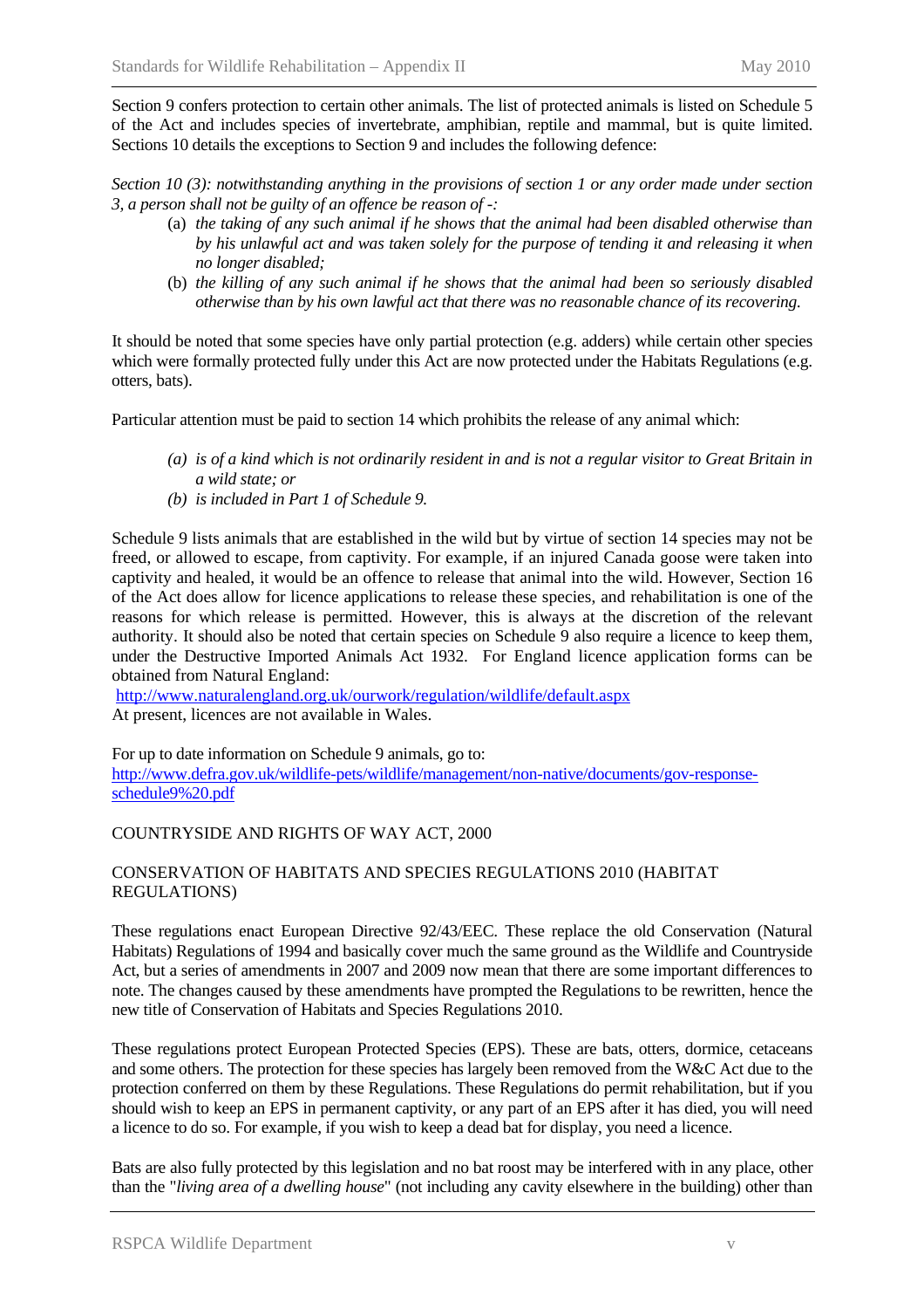Section 9 confers protection to certain other animals. The list of protected animals is listed on Schedule 5 of the Act and includes species of invertebrate, amphibian, reptile and mammal, but is quite limited. Sections 10 details the exceptions to Section 9 and includes the following defence:

*Section 10 (3): notwithstanding anything in the provisions of section 1 or any order made under section 3, a person shall not be guilty of an offence be reason of -:*

(a) *the taking of any such animal if he shows that the animal had been disabled otherwise than by his unlawful act and was taken solely for the purpose of tending it and releasing it when no longer disabled;*
(b) *the killing of any such animal if he shows that the animal had been so seriously disabled otherwise than by his own lawful act that there was no reasonable chance of its recovering.*

It should be noted that some species have only partial protection (e.g. adders) while certain other species which were formally protected fully under this Act are now protected under the Habitats Regulations (e.g. otters, bats).

Particular attention must be paid to section 14 which prohibits the release of any animal which:

*(a) is of a kind which is not ordinarily resident in and is not a regular visitor to Great Britain in a wild state; or*
*(b) is included in Part 1 of Schedule 9.*

Schedule 9 lists animals that are established in the wild but by virtue of section 14 species may not be freed, or allowed to escape, from captivity. For example, if an injured Canada goose were taken into captivity and healed, it would be an offence to release that animal into the wild. However, Section 16 of the Act does allow for licence applications to release these species, and rehabilitation is one of the reasons for which release is permitted. However, this is always at the discretion of the relevant authority. It should also be noted that certain species on Schedule 9 also require a licence to keep them, under the Destructive Imported Animals Act 1932. For England licence application forms can be obtained from Natural England:
http://www.naturalengland.org.uk/ourwork/regulation/wildlife/default.aspx
At present, licences are not available in Wales.

For up to date information on Schedule 9 animals, go to:
http://www.defra.gov.uk/wildlife-pets/wildlife/management/non-native/documents/gov-response-schedule9%20.pdf

COUNTRYSIDE AND RIGHTS OF WAY ACT, 2000

CONSERVATION OF HABITATS AND SPECIES REGULATIONS 2010 (HABITAT REGULATIONS)

These regulations enact European Directive 92/43/EEC. These replace the old Conservation (Natural Habitats) Regulations of 1994 and basically cover much the same ground as the Wildlife and Countryside Act, but a series of amendments in 2007 and 2009 now mean that there are some important differences to note. The changes caused by these amendments have prompted the Regulations to be rewritten, hence the new title of Conservation of Habitats and Species Regulations 2010.

These regulations protect European Protected Species (EPS). These are bats, otters, dormice, cetaceans and some others. The protection for these species has largely been removed from the W&C Act due to the protection conferred on them by these Regulations. These Regulations do permit rehabilitation, but if you should wish to keep an EPS in permanent captivity, or any part of an EPS after it has died, you will need a licence to do so. For example, if you wish to keep a dead bat for display, you need a licence.

Bats are also fully protected by this legislation and no bat roost may be interfered with in any place, other than the "*living area of a dwelling house*" (not including any cavity elsewhere in the building) other than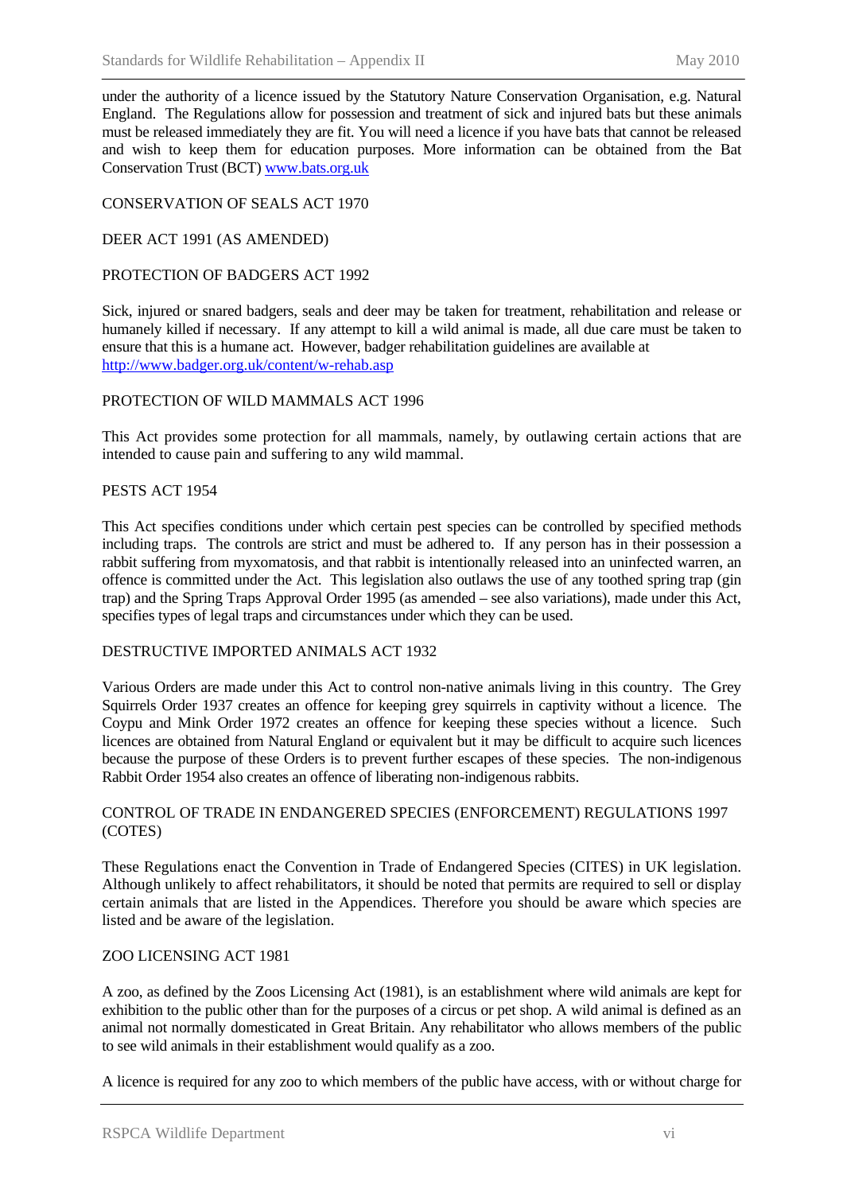under the authority of a licence issued by the Statutory Nature Conservation Organisation, e.g. Natural England. The Regulations allow for possession and treatment of sick and injured bats but these animals must be released immediately they are fit. You will need a licence if you have bats that cannot be released and wish to keep them for education purposes. More information can be obtained from the Bat Conservation Trust (BCT) [www.bats.org.uk](www.bats.org.uk)

CONSERVATION OF SEALS ACT 1970

DEER ACT 1991 (AS AMENDED)

PROTECTION OF BADGERS ACT 1992

Sick, injured or snared badgers, seals and deer may be taken for treatment, rehabilitation and release or humanely killed if necessary. If any attempt to kill a wild animal is made, all due care must be taken to ensure that this is a humane act. However, badger rehabilitation guidelines are available at [http://www.badger.org.uk/content/w-rehab.asp](http://www.badger.org.uk/content/w-rehab.asp)

PROTECTION OF WILD MAMMALS ACT 1996

This Act provides some protection for all mammals, namely, by outlawing certain actions that are intended to cause pain and suffering to any wild mammal.

PESTS ACT 1954

This Act specifies conditions under which certain pest species can be controlled by specified methods including traps. The controls are strict and must be adhered to. If any person has in their possession a rabbit suffering from myxomatosis, and that rabbit is intentionally released into an uninfected warren, an offence is committed under the Act. This legislation also outlaws the use of any toothed spring trap (gin trap) and the Spring Traps Approval Order 1995 (as amended – see also variations), made under this Act, specifies types of legal traps and circumstances under which they can be used.

DESTRUCTIVE IMPORTED ANIMALS ACT 1932

Various Orders are made under this Act to control non-native animals living in this country. The Grey Squirrels Order 1937 creates an offence for keeping grey squirrels in captivity without a licence. The Coypu and Mink Order 1972 creates an offence for keeping these species without a licence. Such licences are obtained from Natural England or equivalent but it may be difficult to acquire such licences because the purpose of these Orders is to prevent further escapes of these species. The non-indigenous Rabbit Order 1954 also creates an offence of liberating non-indigenous rabbits.

CONTROL OF TRADE IN ENDANGERED SPECIES (ENFORCEMENT) REGULATIONS 1997 (COTES)

These Regulations enact the Convention in Trade of Endangered Species (CITES) in UK legislation. Although unlikely to affect rehabilitators, it should be noted that permits are required to sell or display certain animals that are listed in the Appendices. Therefore you should be aware which species are listed and be aware of the legislation.

ZOO LICENSING ACT 1981

A zoo, as defined by the Zoos Licensing Act (1981), is an establishment where wild animals are kept for exhibition to the public other than for the purposes of a circus or pet shop. A wild animal is defined as an animal not normally domesticated in Great Britain. Any rehabilitator who allows members of the public to see wild animals in their establishment would qualify as a zoo.

A licence is required for any zoo to which members of the public have access, with or without charge for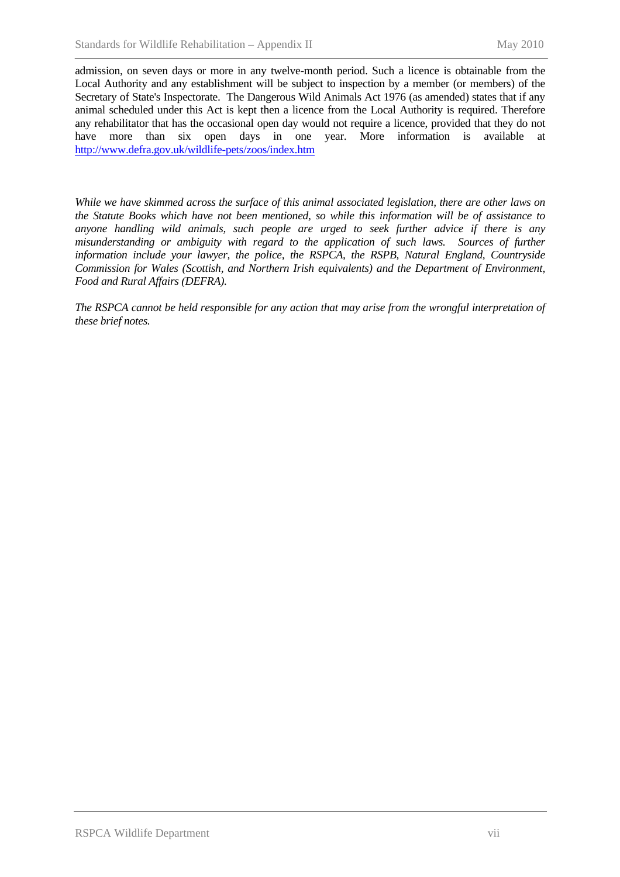admission, on seven days or more in any twelve-month period. Such a licence is obtainable from the Local Authority and any establishment will be subject to inspection by a member (or members) of the Secretary of State's Inspectorate. The Dangerous Wild Animals Act 1976 (as amended) states that if any animal scheduled under this Act is kept then a licence from the Local Authority is required. Therefore any rehabilitator that has the occasional open day would not require a licence, provided that they do not have more than six open days in one year. More information is available at http://www.defra.gov.uk/wildlife-pets/zoos/index.htm

*While we have skimmed across the surface of this animal associated legislation, there are other laws on the Statute Books which have not been mentioned, so while this information will be of assistance to anyone handling wild animals, such people are urged to seek further advice if there is any misunderstanding or ambiguity with regard to the application of such laws. Sources of further information include your lawyer, the police, the RSPCA, the RSPB, Natural England, Countryside Commission for Wales (Scottish, and Northern Irish equivalents) and the Department of Environment, Food and Rural Affairs (DEFRA).*

*The RSPCA cannot be held responsible for any action that may arise from the wrongful interpretation of these brief notes.*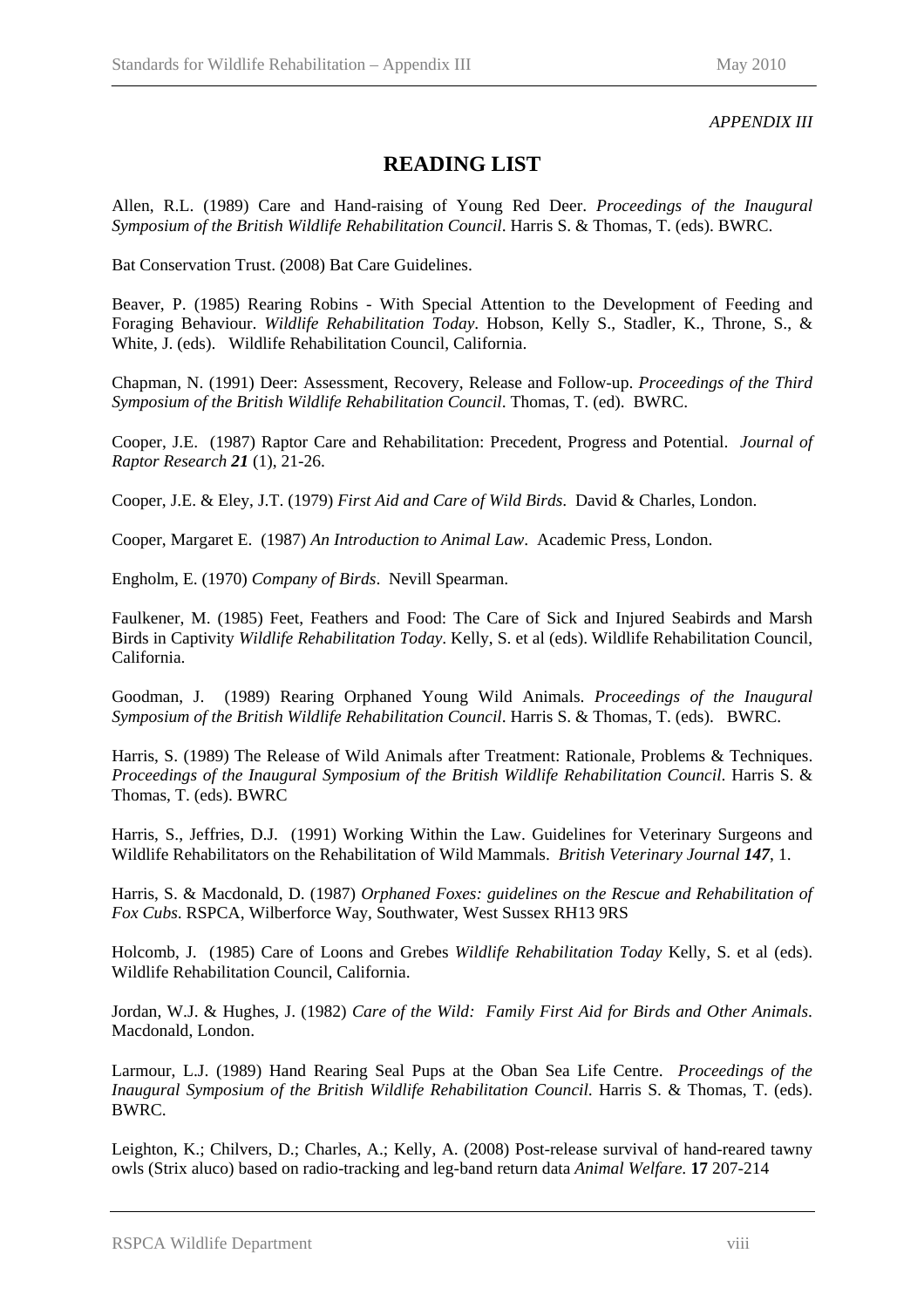*APPENDIX III*

## READING LIST

Allen, R.L. (1989) Care and Hand-raising of Young Red Deer. *Proceedings of the Inaugural Symposium of the British Wildlife Rehabilitation Council*. Harris S. & Thomas, T. (eds). BWRC.

Bat Conservation Trust. (2008) Bat Care Guidelines.

Beaver, P. (1985) Rearing Robins - With Special Attention to the Development of Feeding and Foraging Behaviour. *Wildlife Rehabilitation Today*. Hobson, Kelly S., Stadler, K., Throne, S., & White, J. (eds). Wildlife Rehabilitation Council, California.

Chapman, N. (1991) Deer: Assessment, Recovery, Release and Follow-up. *Proceedings of the Third Symposium of the British Wildlife Rehabilitation Council*. Thomas, T. (ed). BWRC.

Cooper, J.E. (1987) Raptor Care and Rehabilitation: Precedent, Progress and Potential. *Journal of Raptor Research **21*** (1), 21-26.

Cooper, J.E. & Eley, J.T. (1979) *First Aid and Care of Wild Birds*. David & Charles, London.

Cooper, Margaret E. (1987) *An Introduction to Animal Law*. Academic Press, London.

Engholm, E. (1970) *Company of Birds*. Nevill Spearman.

Faulkener, M. (1985) Feet, Feathers and Food: The Care of Sick and Injured Seabirds and Marsh Birds in Captivity *Wildlife Rehabilitation Today*. Kelly, S. et al (eds). Wildlife Rehabilitation Council, California.

Goodman, J. (1989) Rearing Orphaned Young Wild Animals. *Proceedings of the Inaugural Symposium of the British Wildlife Rehabilitation Council*. Harris S. & Thomas, T. (eds). BWRC.

Harris, S. (1989) The Release of Wild Animals after Treatment: Rationale, Problems & Techniques. *Proceedings of the Inaugural Symposium of the British Wildlife Rehabilitation Council*. Harris S. & Thomas, T. (eds). BWRC

Harris, S., Jeffries, D.J. (1991) Working Within the Law. Guidelines for Veterinary Surgeons and Wildlife Rehabilitators on the Rehabilitation of Wild Mammals. *British Veterinary Journal **147***, 1.

Harris, S. & Macdonald, D. (1987) *Orphaned Foxes: guidelines on the Rescue and Rehabilitation of Fox Cubs*. RSPCA, Wilberforce Way, Southwater, West Sussex RH13 9RS

Holcomb, J. (1985) Care of Loons and Grebes *Wildlife Rehabilitation Today* Kelly, S. et al (eds). Wildlife Rehabilitation Council, California.

Jordan, W.J. & Hughes, J. (1982) *Care of the Wild: Family First Aid for Birds and Other Animals*. Macdonald, London.

Larmour, L.J. (1989) Hand Rearing Seal Pups at the Oban Sea Life Centre. *Proceedings of the Inaugural Symposium of the British Wildlife Rehabilitation Council*. Harris S. & Thomas, T. (eds). BWRC.

Leighton, K.; Chilvers, D.; Charles, A.; Kelly, A. (2008) Post-release survival of hand-reared tawny owls (Strix aluco) based on radio-tracking and leg-band return data *Animal Welfare.* **17** 207-214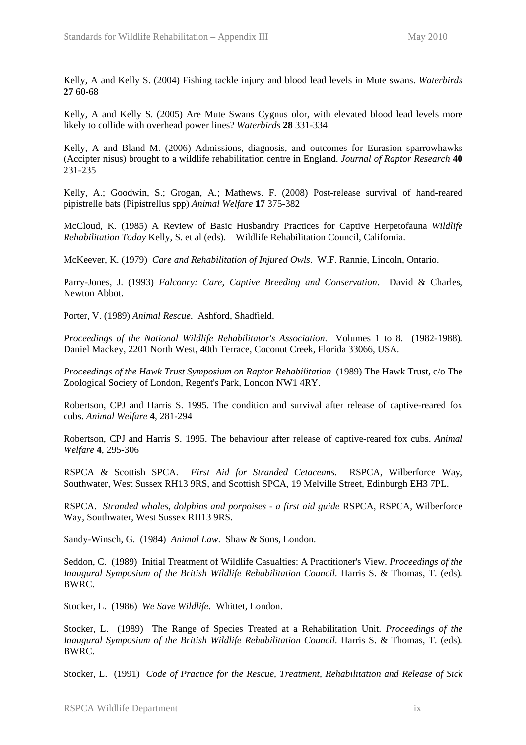Kelly, A and Kelly S. (2004) Fishing tackle injury and blood lead levels in Mute swans. *Waterbirds* **27** 60-68

Kelly, A and Kelly S. (2005) Are Mute Swans Cygnus olor, with elevated blood lead levels more likely to collide with overhead power lines? *Waterbirds* **28** 331-334

Kelly, A and Bland M. (2006) Admissions, diagnosis, and outcomes for Eurasion sparrowhawks (Accipter nisus) brought to a wildlife rehabilitation centre in England. *Journal of Raptor Research* **40** 231-235

Kelly, A.; Goodwin, S.; Grogan, A.; Mathews. F. (2008) Post-release survival of hand-reared pipistrelle bats (Pipistrellus spp) *Animal Welfare* **17** 375-382

McCloud, K. (1985) A Review of Basic Husbandry Practices for Captive Herpetofauna *Wildlife Rehabilitation Today* Kelly, S. et al (eds). Wildlife Rehabilitation Council, California.

McKeever, K. (1979) *Care and Rehabilitation of Injured Owls*. W.F. Rannie, Lincoln, Ontario.

Parry-Jones, J. (1993) *Falconry: Care, Captive Breeding and Conservation*. David & Charles, Newton Abbot.

Porter, V. (1989) *Animal Rescue*. Ashford, Shadfield.

*Proceedings of the National Wildlife Rehabilitator's Association*. Volumes 1 to 8. (1982-1988). Daniel Mackey, 2201 North West, 40th Terrace, Coconut Creek, Florida 33066, USA.

*Proceedings of the Hawk Trust Symposium on Raptor Rehabilitation* (1989) The Hawk Trust, c/o The Zoological Society of London, Regent's Park, London NW1 4RY.

Robertson, CPJ and Harris S. 1995. The condition and survival after release of captive-reared fox cubs. *Animal Welfare* **4**, 281-294

Robertson, CPJ and Harris S. 1995. The behaviour after release of captive-reared fox cubs. *Animal Welfare* **4**, 295-306

RSPCA & Scottish SPCA. *First Aid for Stranded Cetaceans*. RSPCA, Wilberforce Way, Southwater, West Sussex RH13 9RS, and Scottish SPCA, 19 Melville Street, Edinburgh EH3 7PL.

RSPCA. *Stranded whales, dolphins and porpoises - a first aid guide* RSPCA, RSPCA, Wilberforce Way, Southwater, West Sussex RH13 9RS.

Sandy-Winsch, G. (1984) *Animal Law*. Shaw & Sons, London.

Seddon, C. (1989) Initial Treatment of Wildlife Casualties: A Practitioner's View. *Proceedings of the Inaugural Symposium of the British Wildlife Rehabilitation Council*. Harris S. & Thomas, T. (eds). BWRC.

Stocker, L. (1986) *We Save Wildlife*. Whittet, London.

Stocker, L. (1989) The Range of Species Treated at a Rehabilitation Unit. *Proceedings of the Inaugural Symposium of the British Wildlife Rehabilitation Council*. Harris S. & Thomas, T. (eds). BWRC.

Stocker, L. (1991) *Code of Practice for the Rescue, Treatment, Rehabilitation and Release of Sick*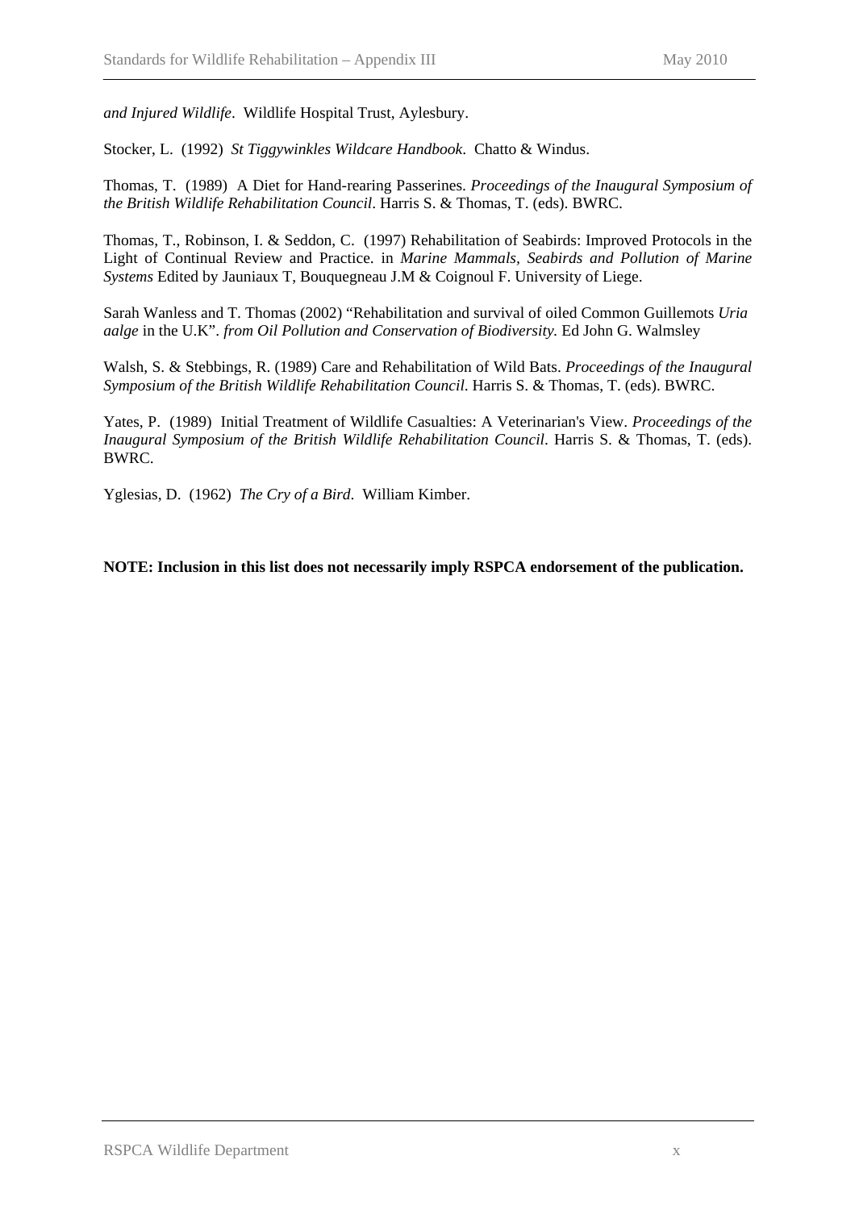*and Injured Wildlife*. Wildlife Hospital Trust, Aylesbury.

Stocker, L. (1992) *St Tiggywinkles Wildcare Handbook*. Chatto & Windus.

Thomas, T. (1989) A Diet for Hand-rearing Passerines. *Proceedings of the Inaugural Symposium of the British Wildlife Rehabilitation Council*. Harris S. & Thomas, T. (eds). BWRC.

Thomas, T., Robinson, I. & Seddon, C. (1997) Rehabilitation of Seabirds: Improved Protocols in the Light of Continual Review and Practice. in *Marine Mammals, Seabirds and Pollution of Marine Systems* Edited by Jauniaux T, Bouquegneau J.M & Coignoul F. University of Liege.

Sarah Wanless and T. Thomas (2002) "Rehabilitation and survival of oiled Common Guillemots *Uria aalge* in the U.K". *from Oil Pollution and Conservation of Biodiversity.* Ed John G. Walmsley

Walsh, S. & Stebbings, R. (1989) Care and Rehabilitation of Wild Bats. *Proceedings of the Inaugural Symposium of the British Wildlife Rehabilitation Council*. Harris S. & Thomas, T. (eds). BWRC.

Yates, P. (1989) Initial Treatment of Wildlife Casualties: A Veterinarian's View. *Proceedings of the Inaugural Symposium of the British Wildlife Rehabilitation Council*. Harris S. & Thomas, T. (eds). BWRC.

Yglesias, D. (1962) *The Cry of a Bird*. William Kimber.

**NOTE: Inclusion in this list does not necessarily imply RSPCA endorsement of the publication.**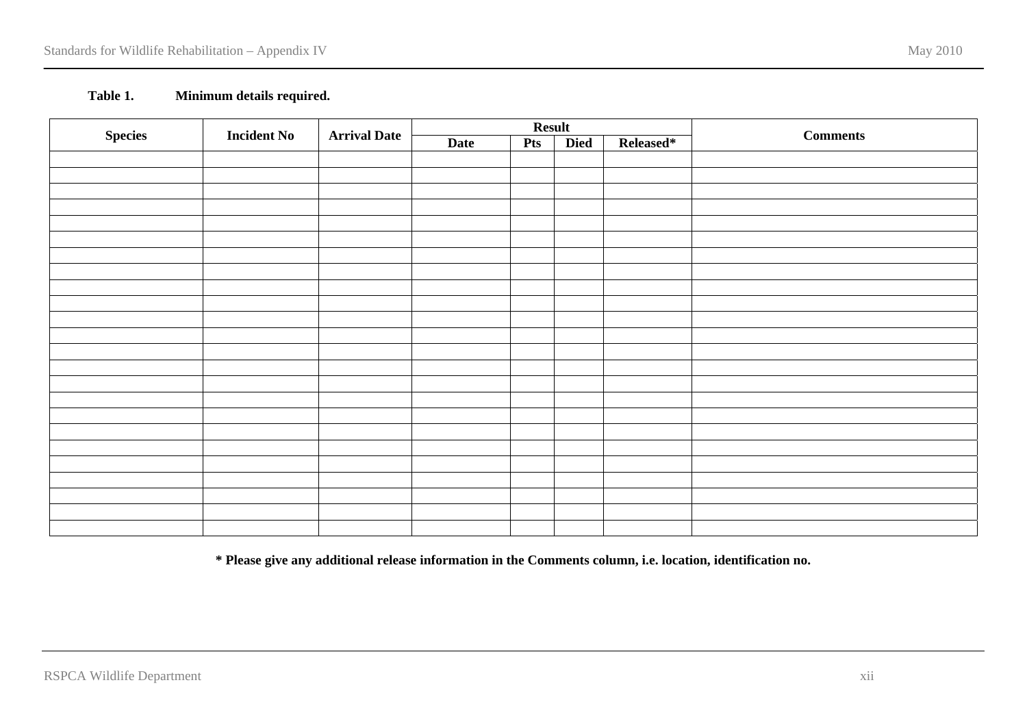**Table 1. Minimum details required.**

| Species | Incident No | Arrival Date | Result | | | | Comments |
|---|---|---|---|---|---|---|---|
| | | | Date | Pts | Died | Released* | |
| | | | | | | | |
| | | | | | | | |
| | | | | | | | |
| | | | | | | | |
| | | | | | | | |
| | | | | | | | |
| | | | | | | | |
| | | | | | | | |
| | | | | | | | |
| | | | | | | | |
| | | | | | | | |
| | | | | | | | |
| | | | | | | | |
| | | | | | | | |
| | | | | | | | |
| | | | | | | | |
| | | | | | | | |
| | | | | | | | |
| | | | | | | | |
| | | | | | | | |
| | | | | | | | |
| | | | | | | | |
| | | | | | | | |
| | | | | | | | |

**\* Please give any additional release information in the Comments column, i.e. location, identification no.**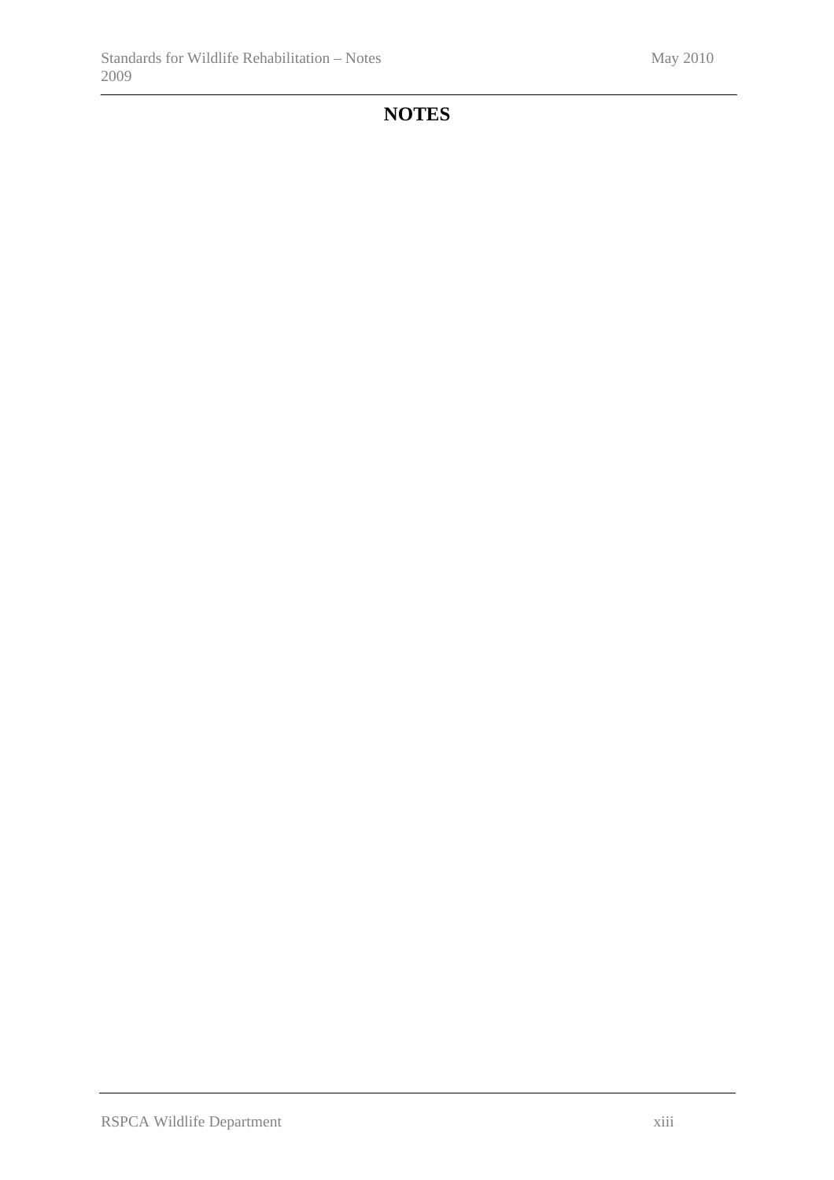# NOTES